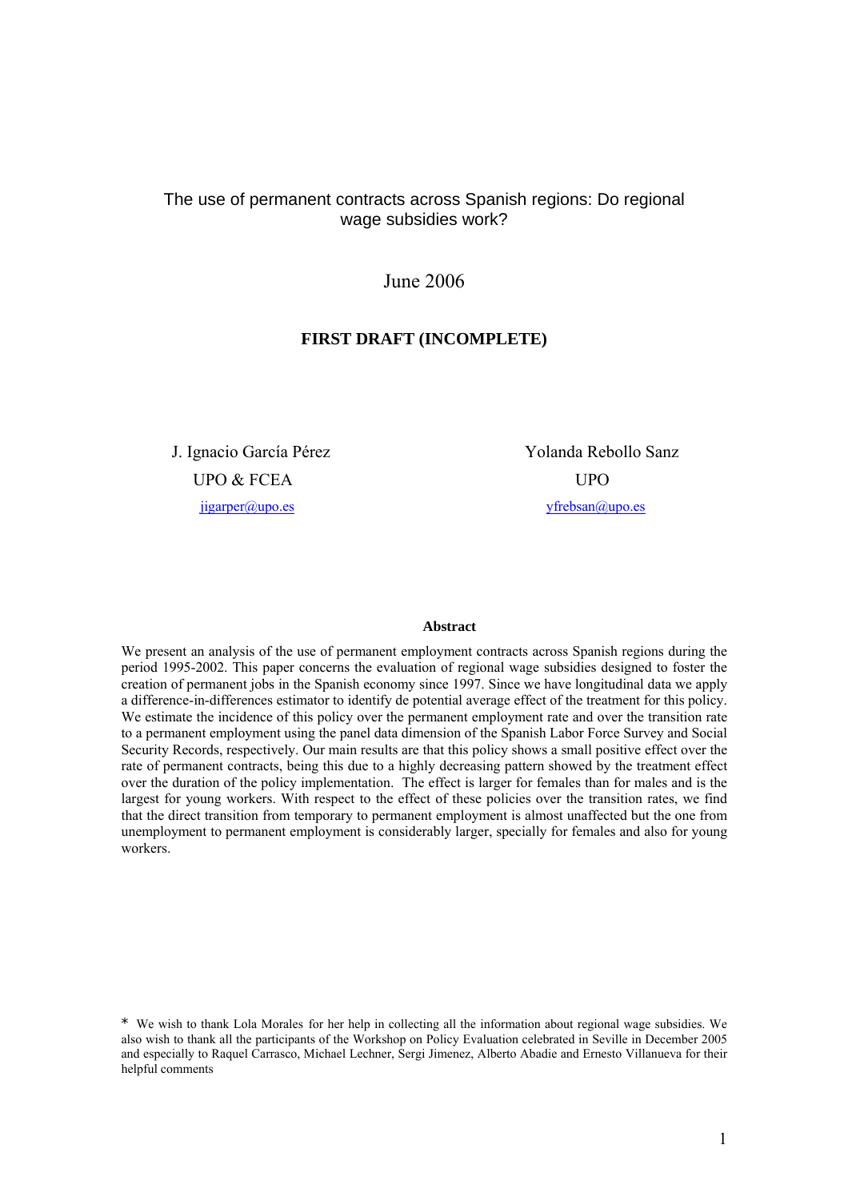# The use of permanent contracts across Spanish regions: Do regional wage subsidies work?

June 2006

**FIRST DRAFT (INCOMPLETE)**

J. Ignacio García Pérez
UPO & FCEA
jigarper@upo.es

Yolanda Rebollo Sanz
UPO
yfrebsan@upo.es

**Abstract**

We present an analysis of the use of permanent employment contracts across Spanish regions during the period 1995-2002. This paper concerns the evaluation of regional wage subsidies designed to foster the creation of permanent jobs in the Spanish economy since 1997. Since we have longitudinal data we apply a difference-in-differences estimator to identify de potential average effect of the treatment for this policy. We estimate the incidence of this policy over the permanent employment rate and over the transition rate to a permanent employment using the panel data dimension of the Spanish Labor Force Survey and Social Security Records, respectively. Our main results are that this policy shows a small positive effect over the rate of permanent contracts, being this due to a highly decreasing pattern showed by the treatment effect over the duration of the policy implementation. The effect is larger for females than for males and is the largest for young workers. With respect to the effect of these policies over the transition rates, we find that the direct transition from temporary to permanent employment is almost unaffected but the one from unemployment to permanent employment is considerably larger, specially for females and also for young workers.

* We wish to thank Lola Morales for her help in collecting all the information about regional wage subsidies. We also wish to thank all the participants of the Workshop on Policy Evaluation celebrated in Seville in December 2005 and especially to Raquel Carrasco, Michael Lechner, Sergi Jimenez, Alberto Abadie and Ernesto Villanueva for their helpful comments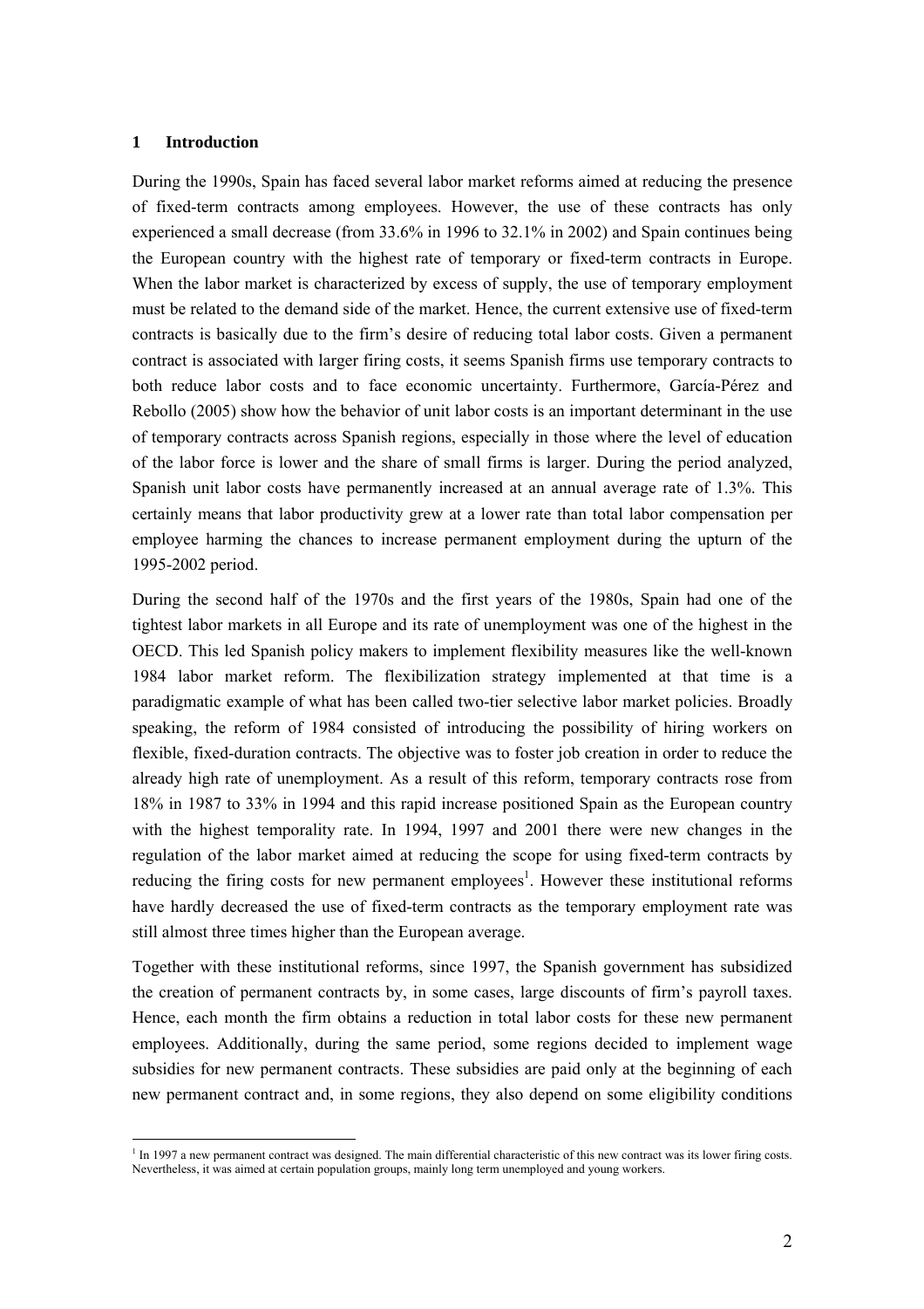## 1 Introduction

During the 1990s, Spain has faced several labor market reforms aimed at reducing the presence of fixed-term contracts among employees. However, the use of these contracts has only experienced a small decrease (from 33.6% in 1996 to 32.1% in 2002) and Spain continues being the European country with the highest rate of temporary or fixed-term contracts in Europe. When the labor market is characterized by excess of supply, the use of temporary employment must be related to the demand side of the market. Hence, the current extensive use of fixed-term contracts is basically due to the firm's desire of reducing total labor costs. Given a permanent contract is associated with larger firing costs, it seems Spanish firms use temporary contracts to both reduce labor costs and to face economic uncertainty. Furthermore, García-Pérez and Rebollo (2005) show how the behavior of unit labor costs is an important determinant in the use of temporary contracts across Spanish regions, especially in those where the level of education of the labor force is lower and the share of small firms is larger. During the period analyzed, Spanish unit labor costs have permanently increased at an annual average rate of 1.3%. This certainly means that labor productivity grew at a lower rate than total labor compensation per employee harming the chances to increase permanent employment during the upturn of the 1995-2002 period.

During the second half of the 1970s and the first years of the 1980s, Spain had one of the tightest labor markets in all Europe and its rate of unemployment was one of the highest in the OECD. This led Spanish policy makers to implement flexibility measures like the well-known 1984 labor market reform. The flexibilization strategy implemented at that time is a paradigmatic example of what has been called two-tier selective labor market policies. Broadly speaking, the reform of 1984 consisted of introducing the possibility of hiring workers on flexible, fixed-duration contracts. The objective was to foster job creation in order to reduce the already high rate of unemployment. As a result of this reform, temporary contracts rose from 18% in 1987 to 33% in 1994 and this rapid increase positioned Spain as the European country with the highest temporality rate. In 1994, 1997 and 2001 there were new changes in the regulation of the labor market aimed at reducing the scope for using fixed-term contracts by reducing the firing costs for new permanent employees[1]. However these institutional reforms have hardly decreased the use of fixed-term contracts as the temporary employment rate was still almost three times higher than the European average.

Together with these institutional reforms, since 1997, the Spanish government has subsidized the creation of permanent contracts by, in some cases, large discounts of firm's payroll taxes. Hence, each month the firm obtains a reduction in total labor costs for these new permanent employees. Additionally, during the same period, some regions decided to implement wage subsidies for new permanent contracts. These subsidies are paid only at the beginning of each new permanent contract and, in some regions, they also depend on some eligibility conditions

[1] In 1997 a new permanent contract was designed. The main differential characteristic of this new contract was its lower firing costs. Nevertheless, it was aimed at certain population groups, mainly long term unemployed and young workers.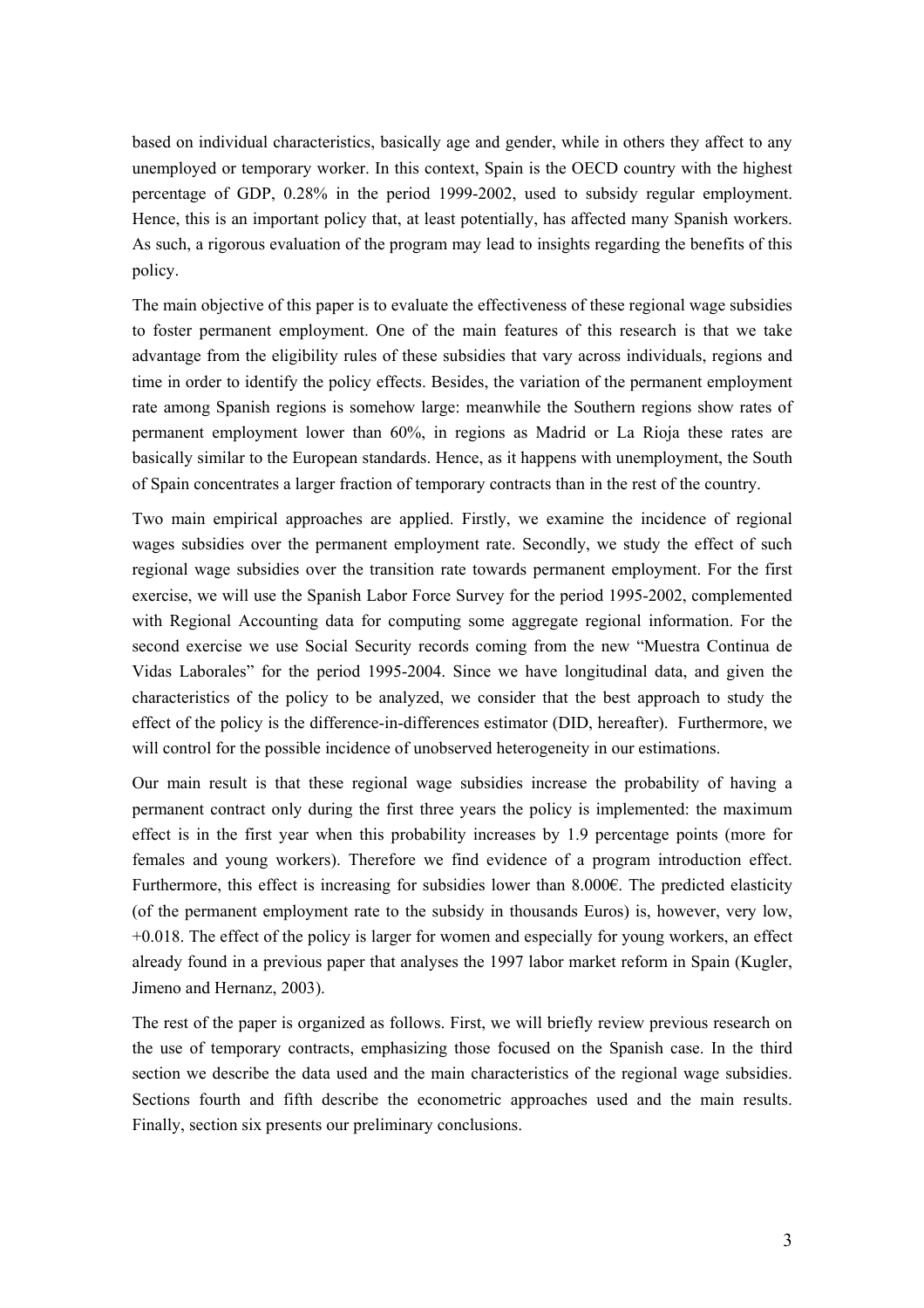based on individual characteristics, basically age and gender, while in others they affect to any unemployed or temporary worker. In this context, Spain is the OECD country with the highest percentage of GDP, 0.28% in the period 1999-2002, used to subsidy regular employment. Hence, this is an important policy that, at least potentially, has affected many Spanish workers. As such, a rigorous evaluation of the program may lead to insights regarding the benefits of this policy.

The main objective of this paper is to evaluate the effectiveness of these regional wage subsidies to foster permanent employment. One of the main features of this research is that we take advantage from the eligibility rules of these subsidies that vary across individuals, regions and time in order to identify the policy effects. Besides, the variation of the permanent employment rate among Spanish regions is somehow large: meanwhile the Southern regions show rates of permanent employment lower than 60%, in regions as Madrid or La Rioja these rates are basically similar to the European standards. Hence, as it happens with unemployment, the South of Spain concentrates a larger fraction of temporary contracts than in the rest of the country.

Two main empirical approaches are applied. Firstly, we examine the incidence of regional wages subsidies over the permanent employment rate. Secondly, we study the effect of such regional wage subsidies over the transition rate towards permanent employment. For the first exercise, we will use the Spanish Labor Force Survey for the period 1995-2002, complemented with Regional Accounting data for computing some aggregate regional information. For the second exercise we use Social Security records coming from the new "Muestra Continua de Vidas Laborales" for the period 1995-2004. Since we have longitudinal data, and given the characteristics of the policy to be analyzed, we consider that the best approach to study the effect of the policy is the difference-in-differences estimator (DID, hereafter). Furthermore, we will control for the possible incidence of unobserved heterogeneity in our estimations.

Our main result is that these regional wage subsidies increase the probability of having a permanent contract only during the first three years the policy is implemented: the maximum effect is in the first year when this probability increases by 1.9 percentage points (more for females and young workers). Therefore we find evidence of a program introduction effect. Furthermore, this effect is increasing for subsidies lower than 8.000€. The predicted elasticity (of the permanent employment rate to the subsidy in thousands Euros) is, however, very low, +0.018. The effect of the policy is larger for women and especially for young workers, an effect already found in a previous paper that analyses the 1997 labor market reform in Spain (Kugler, Jimeno and Hernanz, 2003).

The rest of the paper is organized as follows. First, we will briefly review previous research on the use of temporary contracts, emphasizing those focused on the Spanish case. In the third section we describe the data used and the main characteristics of the regional wage subsidies. Sections fourth and fifth describe the econometric approaches used and the main results. Finally, section six presents our preliminary conclusions.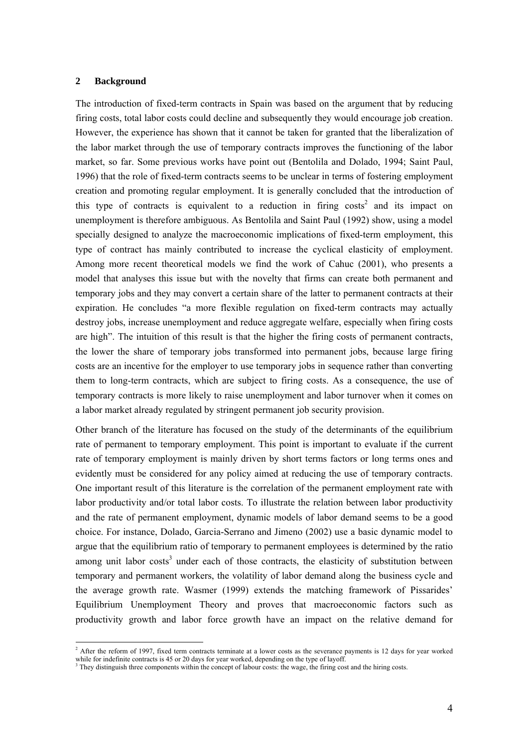## 2 Background

The introduction of fixed-term contracts in Spain was based on the argument that by reducing firing costs, total labor costs could decline and subsequently they would encourage job creation. However, the experience has shown that it cannot be taken for granted that the liberalization of the labor market through the use of temporary contracts improves the functioning of the labor market, so far. Some previous works have point out (Bentolila and Dolado, 1994; Saint Paul, 1996) that the role of fixed-term contracts seems to be unclear in terms of fostering employment creation and promoting regular employment. It is generally concluded that the introduction of this type of contracts is equivalent to a reduction in firing costs[2] and its impact on unemployment is therefore ambiguous. As Bentolila and Saint Paul (1992) show, using a model specially designed to analyze the macroeconomic implications of fixed-term employment, this type of contract has mainly contributed to increase the cyclical elasticity of employment. Among more recent theoretical models we find the work of Cahuc (2001), who presents a model that analyses this issue but with the novelty that firms can create both permanent and temporary jobs and they may convert a certain share of the latter to permanent contracts at their expiration. He concludes "a more flexible regulation on fixed-term contracts may actually destroy jobs, increase unemployment and reduce aggregate welfare, especially when firing costs are high". The intuition of this result is that the higher the firing costs of permanent contracts, the lower the share of temporary jobs transformed into permanent jobs, because large firing costs are an incentive for the employer to use temporary jobs in sequence rather than converting them to long-term contracts, which are subject to firing costs. As a consequence, the use of temporary contracts is more likely to raise unemployment and labor turnover when it comes on a labor market already regulated by stringent permanent job security provision.

Other branch of the literature has focused on the study of the determinants of the equilibrium rate of permanent to temporary employment. This point is important to evaluate if the current rate of temporary employment is mainly driven by short terms factors or long terms ones and evidently must be considered for any policy aimed at reducing the use of temporary contracts. One important result of this literature is the correlation of the permanent employment rate with labor productivity and/or total labor costs. To illustrate the relation between labor productivity and the rate of permanent employment, dynamic models of labor demand seems to be a good choice. For instance, Dolado, Garcia-Serrano and Jimeno (2002) use a basic dynamic model to argue that the equilibrium ratio of temporary to permanent employees is determined by the ratio among unit labor costs[3] under each of those contracts, the elasticity of substitution between temporary and permanent workers, the volatility of labor demand along the business cycle and the average growth rate. Wasmer (1999) extends the matching framework of Pissarides' Equilibrium Unemployment Theory and proves that macroeconomic factors such as productivity growth and labor force growth have an impact on the relative demand for

---

[2] After the reform of 1997, fixed term contracts terminate at a lower costs as the severance payments is 12 days for year worked while for indefinite contracts is 45 or 20 days for year worked, depending on the type of layoff.

[3] They distinguish three components within the concept of labour costs: the wage, the firing cost and the hiring costs.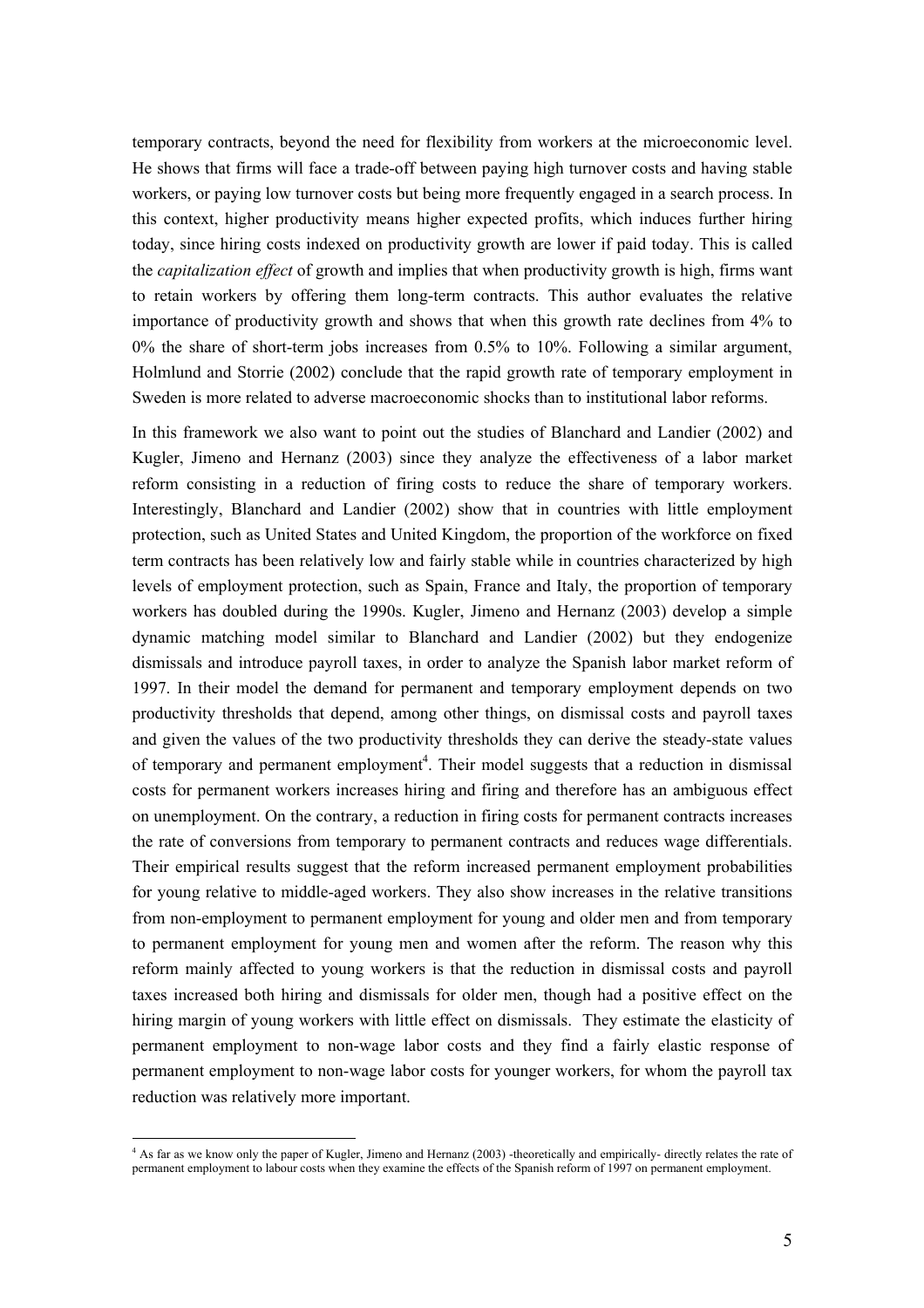temporary contracts, beyond the need for flexibility from workers at the microeconomic level. He shows that firms will face a trade-off between paying high turnover costs and having stable workers, or paying low turnover costs but being more frequently engaged in a search process. In this context, higher productivity means higher expected profits, which induces further hiring today, since hiring costs indexed on productivity growth are lower if paid today. This is called the *capitalization effect* of growth and implies that when productivity growth is high, firms want to retain workers by offering them long-term contracts. This author evaluates the relative importance of productivity growth and shows that when this growth rate declines from 4% to 0% the share of short-term jobs increases from 0.5% to 10%. Following a similar argument, Holmlund and Storrie (2002) conclude that the rapid growth rate of temporary employment in Sweden is more related to adverse macroeconomic shocks than to institutional labor reforms.

In this framework we also want to point out the studies of Blanchard and Landier (2002) and Kugler, Jimeno and Hernanz (2003) since they analyze the effectiveness of a labor market reform consisting in a reduction of firing costs to reduce the share of temporary workers. Interestingly, Blanchard and Landier (2002) show that in countries with little employment protection, such as United States and United Kingdom, the proportion of the workforce on fixed term contracts has been relatively low and fairly stable while in countries characterized by high levels of employment protection, such as Spain, France and Italy, the proportion of temporary workers has doubled during the 1990s. Kugler, Jimeno and Hernanz (2003) develop a simple dynamic matching model similar to Blanchard and Landier (2002) but they endogenize dismissals and introduce payroll taxes, in order to analyze the Spanish labor market reform of 1997. In their model the demand for permanent and temporary employment depends on two productivity thresholds that depend, among other things, on dismissal costs and payroll taxes and given the values of the two productivity thresholds they can derive the steady-state values of temporary and permanent employment[4]. Their model suggests that a reduction in dismissal costs for permanent workers increases hiring and firing and therefore has an ambiguous effect on unemployment. On the contrary, a reduction in firing costs for permanent contracts increases the rate of conversions from temporary to permanent contracts and reduces wage differentials. Their empirical results suggest that the reform increased permanent employment probabilities for young relative to middle-aged workers. They also show increases in the relative transitions from non-employment to permanent employment for young and older men and from temporary to permanent employment for young men and women after the reform. The reason why this reform mainly affected to young workers is that the reduction in dismissal costs and payroll taxes increased both hiring and dismissals for older men, though had a positive effect on the hiring margin of young workers with little effect on dismissals. They estimate the elasticity of permanent employment to non-wage labor costs and they find a fairly elastic response of permanent employment to non-wage labor costs for younger workers, for whom the payroll tax reduction was relatively more important.

[4] As far as we know only the paper of Kugler, Jimeno and Hernanz (2003) -theoretically and empirically- directly relates the rate of permanent employment to labour costs when they examine the effects of the Spanish reform of 1997 on permanent employment.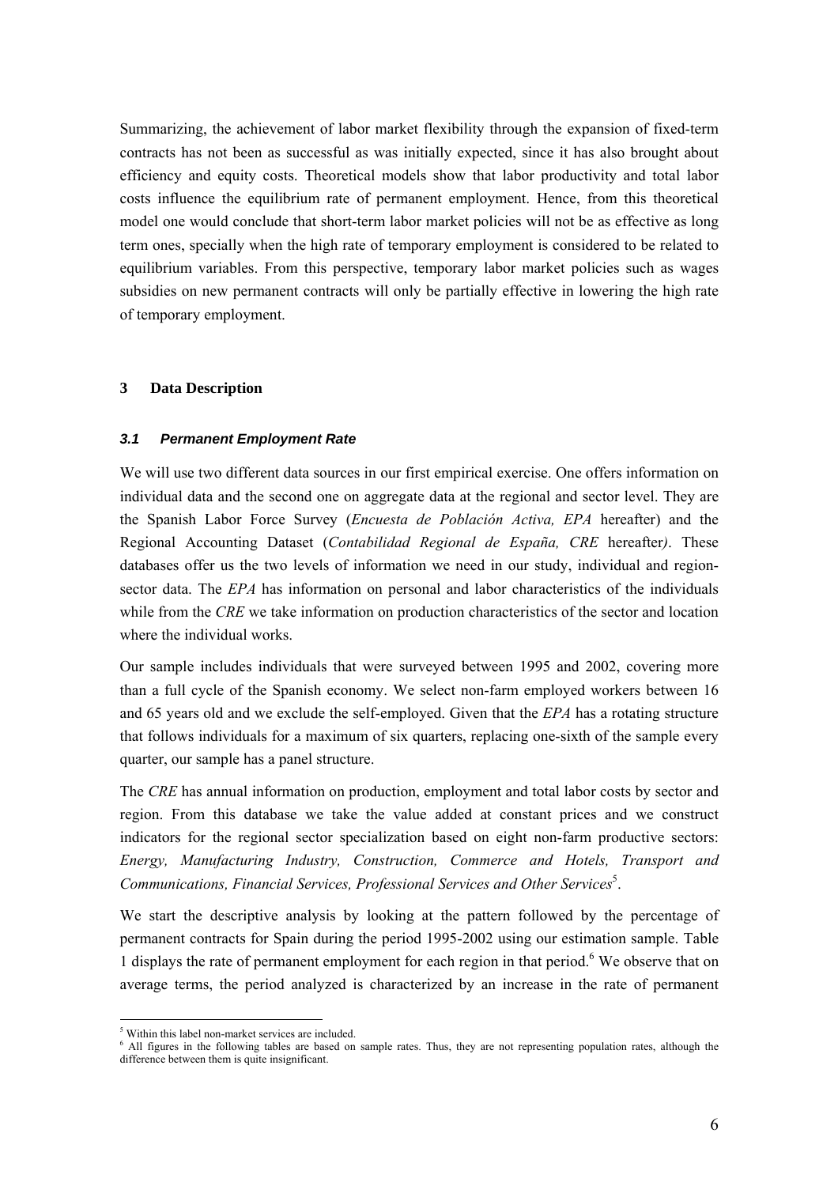Summarizing, the achievement of labor market flexibility through the expansion of fixed-term contracts has not been as successful as was initially expected, since it has also brought about efficiency and equity costs. Theoretical models show that labor productivity and total labor costs influence the equilibrium rate of permanent employment. Hence, from this theoretical model one would conclude that short-term labor market policies will not be as effective as long term ones, specially when the high rate of temporary employment is considered to be related to equilibrium variables. From this perspective, temporary labor market policies such as wages subsidies on new permanent contracts will only be partially effective in lowering the high rate of temporary employment.

## 3 Data Description

### *3.1 Permanent Employment Rate*

We will use two different data sources in our first empirical exercise. One offers information on individual data and the second one on aggregate data at the regional and sector level. They are the Spanish Labor Force Survey (*Encuesta de Población Activa, EPA* hereafter) and the Regional Accounting Dataset (*Contabilidad Regional de España, CRE* hereafter*)*. These databases offer us the two levels of information we need in our study, individual and region-sector data. The *EPA* has information on personal and labor characteristics of the individuals while from the *CRE* we take information on production characteristics of the sector and location where the individual works.

Our sample includes individuals that were surveyed between 1995 and 2002, covering more than a full cycle of the Spanish economy. We select non-farm employed workers between 16 and 65 years old and we exclude the self-employed. Given that the *EPA* has a rotating structure that follows individuals for a maximum of six quarters, replacing one-sixth of the sample every quarter, our sample has a panel structure.

The *CRE* has annual information on production, employment and total labor costs by sector and region. From this database we take the value added at constant prices and we construct indicators for the regional sector specialization based on eight non-farm productive sectors: *Energy, Manufacturing Industry, Construction, Commerce and Hotels, Transport and Communications, Financial Services, Professional Services and Other Services*[5].

We start the descriptive analysis by looking at the pattern followed by the percentage of permanent contracts for Spain during the period 1995-2002 using our estimation sample. Table 1 displays the rate of permanent employment for each region in that period.[6] We observe that on average terms, the period analyzed is characterized by an increase in the rate of permanent

[5] Within this label non-market services are included.

[6] All figures in the following tables are based on sample rates. Thus, they are not representing population rates, although the difference between them is quite insignificant.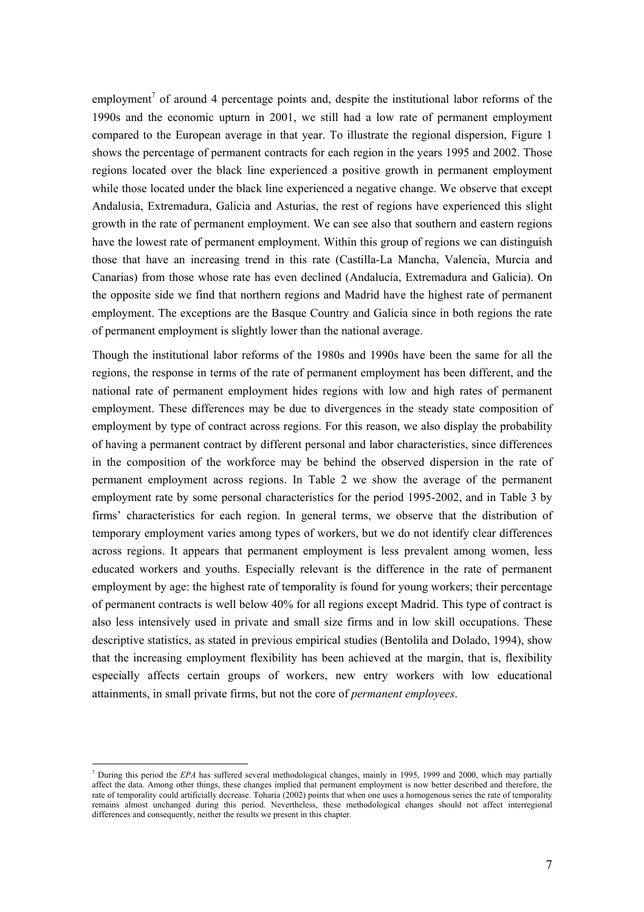employment[7] of around 4 percentage points and, despite the institutional labor reforms of the 1990s and the economic upturn in 2001, we still had a low rate of permanent employment compared to the European average in that year. To illustrate the regional dispersion, Figure 1 shows the percentage of permanent contracts for each region in the years 1995 and 2002. Those regions located over the black line experienced a positive growth in permanent employment while those located under the black line experienced a negative change. We observe that except Andalusia, Extremadura, Galicia and Asturias, the rest of regions have experienced this slight growth in the rate of permanent employment. We can see also that southern and eastern regions have the lowest rate of permanent employment. Within this group of regions we can distinguish those that have an increasing trend in this rate (Castilla-La Mancha, Valencia, Murcia and Canarias) from those whose rate has even declined (Andalucía, Extremadura and Galicia). On the opposite side we find that northern regions and Madrid have the highest rate of permanent employment. The exceptions are the Basque Country and Galicia since in both regions the rate of permanent employment is slightly lower than the national average.

Though the institutional labor reforms of the 1980s and 1990s have been the same for all the regions, the response in terms of the rate of permanent employment has been different, and the national rate of permanent employment hides regions with low and high rates of permanent employment. These differences may be due to divergences in the steady state composition of employment by type of contract across regions. For this reason, we also display the probability of having a permanent contract by different personal and labor characteristics, since differences in the composition of the workforce may be behind the observed dispersion in the rate of permanent employment across regions. In Table 2 we show the average of the permanent employment rate by some personal characteristics for the period 1995-2002, and in Table 3 by firms' characteristics for each region. In general terms, we observe that the distribution of temporary employment varies among types of workers, but we do not identify clear differences across regions. It appears that permanent employment is less prevalent among women, less educated workers and youths. Especially relevant is the difference in the rate of permanent employment by age: the highest rate of temporality is found for young workers; their percentage of permanent contracts is well below 40% for all regions except Madrid. This type of contract is also less intensively used in private and small size firms and in low skill occupations. These descriptive statistics, as stated in previous empirical studies (Bentolila and Dolado, 1994), show that the increasing employment flexibility has been achieved at the margin, that is, flexibility especially affects certain groups of workers, new entry workers with low educational attainments, in small private firms, but not the core of *permanent employees*.

[7] During this period the *EPA* has suffered several methodological changes, mainly in 1995, 1999 and 2000, which may partially affect the data. Among other things, these changes implied that permanent employment is now better described and therefore, the rate of temporality could artificially decrease. Toharia (2002) points that when one uses a homogenous series the rate of temporality remains almost unchanged during this period. Nevertheless, these methodological changes should not affect interregional differences and consequently, neither the results we present in this chapter.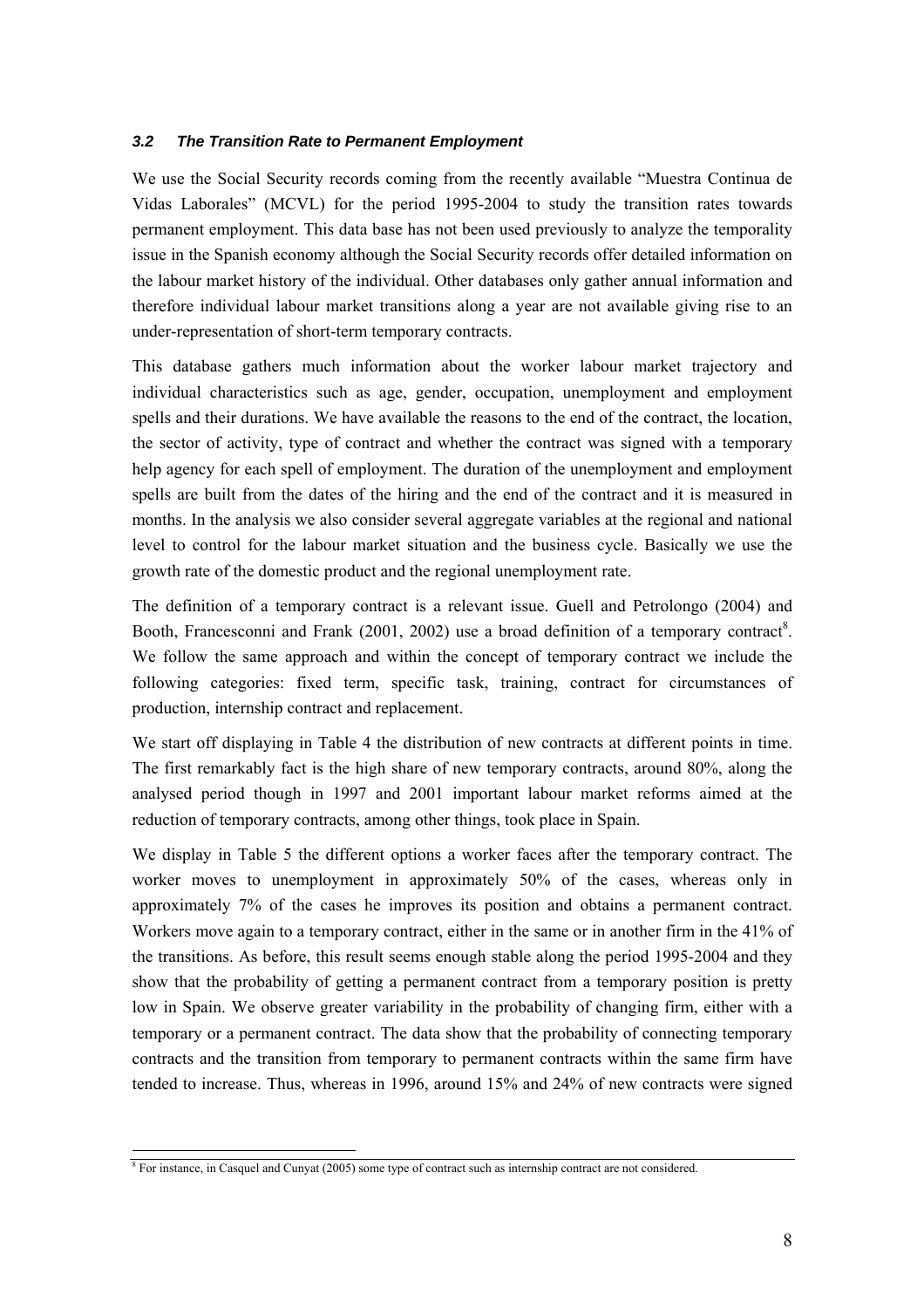### *3.2 The Transition Rate to Permanent Employment*

We use the Social Security records coming from the recently available "Muestra Continua de Vidas Laborales" (MCVL) for the period 1995-2004 to study the transition rates towards permanent employment. This data base has not been used previously to analyze the temporality issue in the Spanish economy although the Social Security records offer detailed information on the labour market history of the individual. Other databases only gather annual information and therefore individual labour market transitions along a year are not available giving rise to an under-representation of short-term temporary contracts.

This database gathers much information about the worker labour market trajectory and individual characteristics such as age, gender, occupation, unemployment and employment spells and their durations. We have available the reasons to the end of the contract, the location, the sector of activity, type of contract and whether the contract was signed with a temporary help agency for each spell of employment. The duration of the unemployment and employment spells are built from the dates of the hiring and the end of the contract and it is measured in months. In the analysis we also consider several aggregate variables at the regional and national level to control for the labour market situation and the business cycle. Basically we use the growth rate of the domestic product and the regional unemployment rate.

The definition of a temporary contract is a relevant issue. Guell and Petrolongo (2004) and Booth, Francesconni and Frank (2001, 2002) use a broad definition of a temporary contract[8]. We follow the same approach and within the concept of temporary contract we include the following categories: fixed term, specific task, training, contract for circumstances of production, internship contract and replacement.

We start off displaying in Table 4 the distribution of new contracts at different points in time. The first remarkably fact is the high share of new temporary contracts, around 80%, along the analysed period though in 1997 and 2001 important labour market reforms aimed at the reduction of temporary contracts, among other things, took place in Spain.

We display in Table 5 the different options a worker faces after the temporary contract. The worker moves to unemployment in approximately 50% of the cases, whereas only in approximately 7% of the cases he improves its position and obtains a permanent contract. Workers move again to a temporary contract, either in the same or in another firm in the 41% of the transitions. As before, this result seems enough stable along the period 1995-2004 and they show that the probability of getting a permanent contract from a temporary position is pretty low in Spain. We observe greater variability in the probability of changing firm, either with a temporary or a permanent contract. The data show that the probability of connecting temporary contracts and the transition from temporary to permanent contracts within the same firm have tended to increase. Thus, whereas in 1996, around 15% and 24% of new contracts were signed

---

[8] For instance, in Casquel and Cunyat (2005) some type of contract such as internship contract are not considered.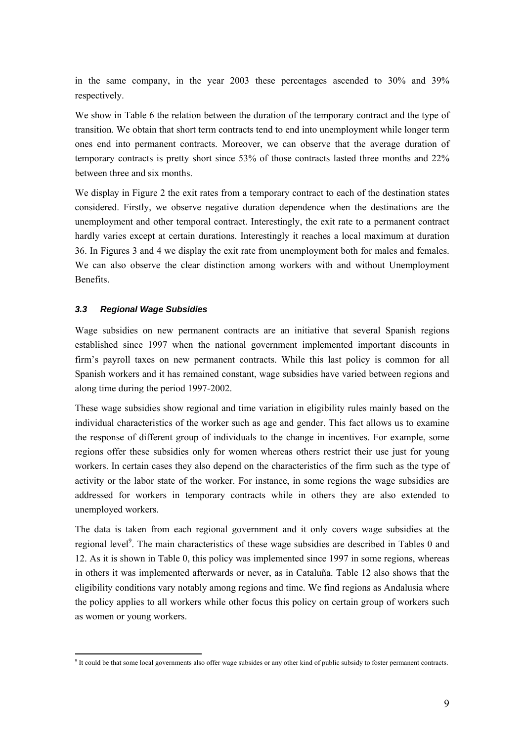in the same company, in the year 2003 these percentages ascended to 30% and 39% respectively.

We show in Table 6 the relation between the duration of the temporary contract and the type of transition. We obtain that short term contracts tend to end into unemployment while longer term ones end into permanent contracts. Moreover, we can observe that the average duration of temporary contracts is pretty short since 53% of those contracts lasted three months and 22% between three and six months.

We display in Figure 2 the exit rates from a temporary contract to each of the destination states considered. Firstly, we observe negative duration dependence when the destinations are the unemployment and other temporal contract. Interestingly, the exit rate to a permanent contract hardly varies except at certain durations. Interestingly it reaches a local maximum at duration 36. In Figures 3 and 4 we display the exit rate from unemployment both for males and females. We can also observe the clear distinction among workers with and without Unemployment Benefits.

### *3.3 Regional Wage Subsidies*

Wage subsidies on new permanent contracts are an initiative that several Spanish regions established since 1997 when the national government implemented important discounts in firm's payroll taxes on new permanent contracts. While this last policy is common for all Spanish workers and it has remained constant, wage subsidies have varied between regions and along time during the period 1997-2002.

These wage subsidies show regional and time variation in eligibility rules mainly based on the individual characteristics of the worker such as age and gender. This fact allows us to examine the response of different group of individuals to the change in incentives. For example, some regions offer these subsidies only for women whereas others restrict their use just for young workers. In certain cases they also depend on the characteristics of the firm such as the type of activity or the labor state of the worker. For instance, in some regions the wage subsidies are addressed for workers in temporary contracts while in others they are also extended to unemployed workers.

The data is taken from each regional government and it only covers wage subsidies at the regional level[9]. The main characteristics of these wage subsidies are described in Tables 0 and 12. As it is shown in Table 0, this policy was implemented since 1997 in some regions, whereas in others it was implemented afterwards or never, as in Cataluña. Table 12 also shows that the eligibility conditions vary notably among regions and time. We find regions as Andalusia where the policy applies to all workers while other focus this policy on certain group of workers such as women or young workers.

[9] It could be that some local governments also offer wage subsides or any other kind of public subsidy to foster permanent contracts.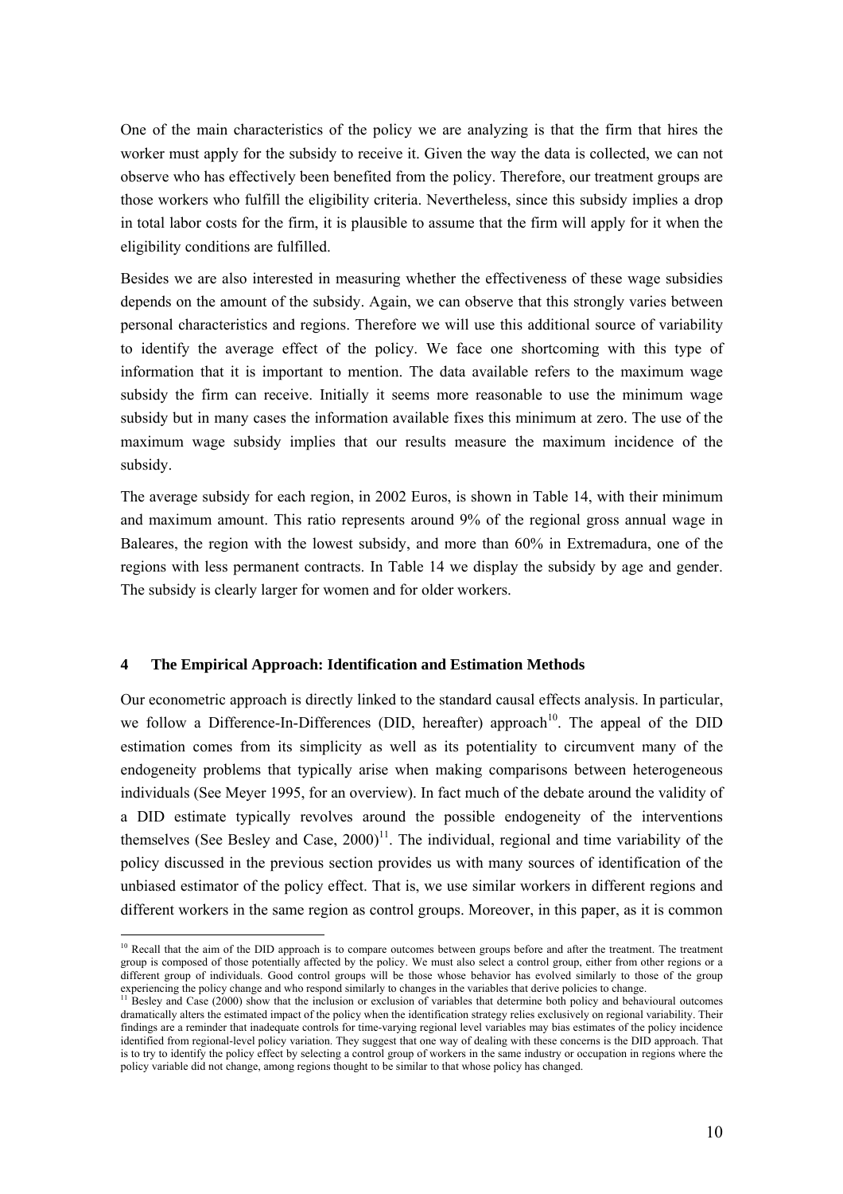One of the main characteristics of the policy we are analyzing is that the firm that hires the worker must apply for the subsidy to receive it. Given the way the data is collected, we can not observe who has effectively been benefited from the policy. Therefore, our treatment groups are those workers who fulfill the eligibility criteria. Nevertheless, since this subsidy implies a drop in total labor costs for the firm, it is plausible to assume that the firm will apply for it when the eligibility conditions are fulfilled.

Besides we are also interested in measuring whether the effectiveness of these wage subsidies depends on the amount of the subsidy. Again, we can observe that this strongly varies between personal characteristics and regions. Therefore we will use this additional source of variability to identify the average effect of the policy. We face one shortcoming with this type of information that it is important to mention. The data available refers to the maximum wage subsidy the firm can receive. Initially it seems more reasonable to use the minimum wage subsidy but in many cases the information available fixes this minimum at zero. The use of the maximum wage subsidy implies that our results measure the maximum incidence of the subsidy.

The average subsidy for each region, in 2002 Euros, is shown in Table 14, with their minimum and maximum amount. This ratio represents around 9% of the regional gross annual wage in Baleares, the region with the lowest subsidy, and more than 60% in Extremadura, one of the regions with less permanent contracts. In Table 14 we display the subsidy by age and gender. The subsidy is clearly larger for women and for older workers.

## 4 The Empirical Approach: Identification and Estimation Methods

Our econometric approach is directly linked to the standard causal effects analysis. In particular, we follow a Difference-In-Differences (DID, hereafter) approach[10]. The appeal of the DID estimation comes from its simplicity as well as its potentiality to circumvent many of the endogeneity problems that typically arise when making comparisons between heterogeneous individuals (See Meyer 1995, for an overview). In fact much of the debate around the validity of a DID estimate typically revolves around the possible endogeneity of the interventions themselves (See Besley and Case, 2000)[11]. The individual, regional and time variability of the policy discussed in the previous section provides us with many sources of identification of the unbiased estimator of the policy effect. That is, we use similar workers in different regions and different workers in the same region as control groups. Moreover, in this paper, as it is common

[10] Recall that the aim of the DID approach is to compare outcomes between groups before and after the treatment. The treatment group is composed of those potentially affected by the policy. We must also select a control group, either from other regions or a different group of individuals. Good control groups will be those whose behavior has evolved similarly to those of the group experiencing the policy change and who respond similarly to changes in the variables that derive policies to change.

[11] Besley and Case (2000) show that the inclusion or exclusion of variables that determine both policy and behavioural outcomes dramatically alters the estimated impact of the policy when the identification strategy relies exclusively on regional variability. Their findings are a reminder that inadequate controls for time-varying regional level variables may bias estimates of the policy incidence identified from regional-level policy variation. They suggest that one way of dealing with these concerns is the DID approach. That is to try to identify the policy effect by selecting a control group of workers in the same industry or occupation in regions where the policy variable did not change, among regions thought to be similar to that whose policy has changed.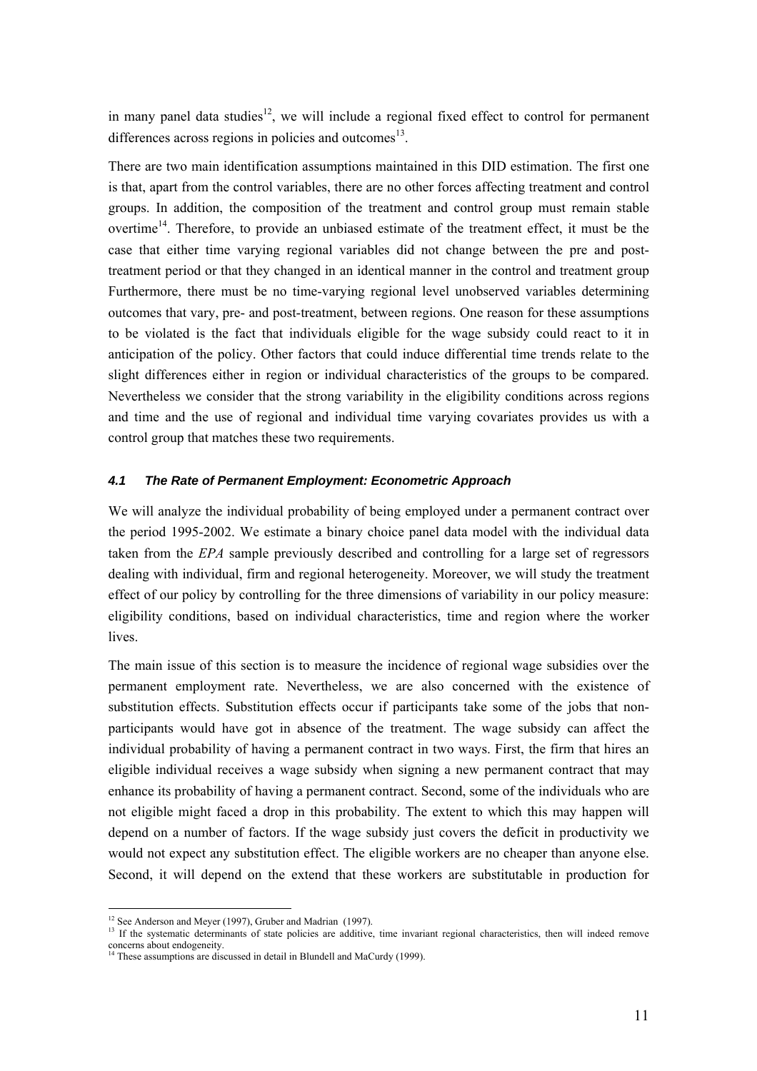in many panel data studies[12], we will include a regional fixed effect to control for permanent differences across regions in policies and outcomes[13].

There are two main identification assumptions maintained in this DID estimation. The first one is that, apart from the control variables, there are no other forces affecting treatment and control groups. In addition, the composition of the treatment and control group must remain stable overtime[14]. Therefore, to provide an unbiased estimate of the treatment effect, it must be the case that either time varying regional variables did not change between the pre and post-treatment period or that they changed in an identical manner in the control and treatment group Furthermore, there must be no time-varying regional level unobserved variables determining outcomes that vary, pre- and post-treatment, between regions. One reason for these assumptions to be violated is the fact that individuals eligible for the wage subsidy could react to it in anticipation of the policy. Other factors that could induce differential time trends relate to the slight differences either in region or individual characteristics of the groups to be compared. Nevertheless we consider that the strong variability in the eligibility conditions across regions and time and the use of regional and individual time varying covariates provides us with a control group that matches these two requirements.

### *4.1 The Rate of Permanent Employment: Econometric Approach*

We will analyze the individual probability of being employed under a permanent contract over the period 1995-2002. We estimate a binary choice panel data model with the individual data taken from the *EPA* sample previously described and controlling for a large set of regressors dealing with individual, firm and regional heterogeneity. Moreover, we will study the treatment effect of our policy by controlling for the three dimensions of variability in our policy measure: eligibility conditions, based on individual characteristics, time and region where the worker lives.

The main issue of this section is to measure the incidence of regional wage subsidies over the permanent employment rate. Nevertheless, we are also concerned with the existence of substitution effects. Substitution effects occur if participants take some of the jobs that non-participants would have got in absence of the treatment. The wage subsidy can affect the individual probability of having a permanent contract in two ways. First, the firm that hires an eligible individual receives a wage subsidy when signing a new permanent contract that may enhance its probability of having a permanent contract. Second, some of the individuals who are not eligible might faced a drop in this probability. The extent to which this may happen will depend on a number of factors. If the wage subsidy just covers the deficit in productivity we would not expect any substitution effect. The eligible workers are no cheaper than anyone else. Second, it will depend on the extend that these workers are substitutable in production for

---

[12] See Anderson and Meyer (1997), Gruber and Madrian (1997).

[13] If the systematic determinants of state policies are additive, time invariant regional characteristics, then will indeed remove concerns about endogeneity.

[14] These assumptions are discussed in detail in Blundell and MaCurdy (1999).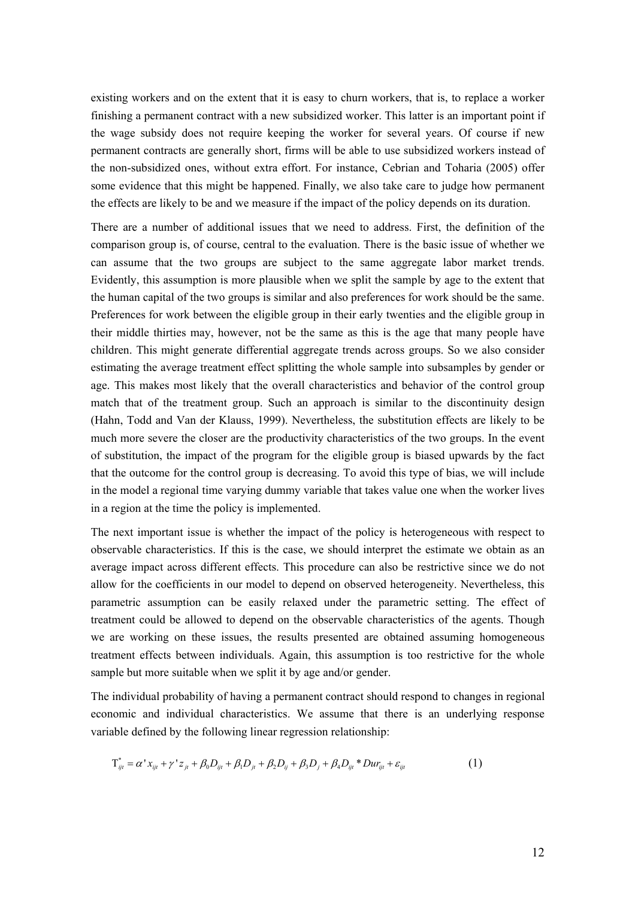existing workers and on the extent that it is easy to churn workers, that is, to replace a worker finishing a permanent contract with a new subsidized worker. This latter is an important point if the wage subsidy does not require keeping the worker for several years. Of course if new permanent contracts are generally short, firms will be able to use subsidized workers instead of the non-subsidized ones, without extra effort. For instance, Cebrian and Toharia (2005) offer some evidence that this might be happened. Finally, we also take care to judge how permanent the effects are likely to be and we measure if the impact of the policy depends on its duration.

There are a number of additional issues that we need to address. First, the definition of the comparison group is, of course, central to the evaluation. There is the basic issue of whether we can assume that the two groups are subject to the same aggregate labor market trends. Evidently, this assumption is more plausible when we split the sample by age to the extent that the human capital of the two groups is similar and also preferences for work should be the same. Preferences for work between the eligible group in their early twenties and the eligible group in their middle thirties may, however, not be the same as this is the age that many people have children. This might generate differential aggregate trends across groups. So we also consider estimating the average treatment effect splitting the whole sample into subsamples by gender or age. This makes most likely that the overall characteristics and behavior of the control group match that of the treatment group. Such an approach is similar to the discontinuity design (Hahn, Todd and Van der Klauss, 1999). Nevertheless, the substitution effects are likely to be much more severe the closer are the productivity characteristics of the two groups. In the event of substitution, the impact of the program for the eligible group is biased upwards by the fact that the outcome for the control group is decreasing. To avoid this type of bias, we will include in the model a regional time varying dummy variable that takes value one when the worker lives in a region at the time the policy is implemented.

The next important issue is whether the impact of the policy is heterogeneous with respect to observable characteristics. If this is the case, we should interpret the estimate we obtain as an average impact across different effects. This procedure can also be restrictive since we do not allow for the coefficients in our model to depend on observed heterogeneity. Nevertheless, this parametric assumption can be easily relaxed under the parametric setting. The effect of treatment could be allowed to depend on the observable characteristics of the agents. Though we are working on these issues, the results presented are obtained assuming homogeneous treatment effects between individuals. Again, this assumption is too restrictive for the whole sample but more suitable when we split it by age and/or gender.

The individual probability of having a permanent contract should respond to changes in regional economic and individual characteristics. We assume that there is an underlying response variable defined by the following linear regression relationship:

$$T^{*}_{ijt} = \alpha' x_{ijt} + \gamma' z_{jt} + \beta_0 D_{ijt} + \beta_1 D_{jt} + \beta_2 D_{ij} + \beta_3 D_j + \beta_4 D_{ijt} * Dur_{ijt} + \varepsilon_{ijt} \qquad (1)$$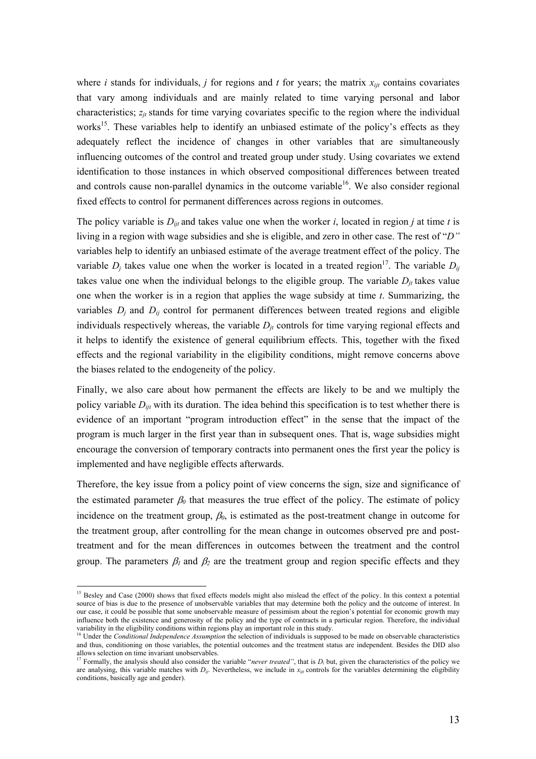where $i$ stands for individuals, $j$ for regions and $t$ for years; the matrix $x_{ijt}$ contains covariates that vary among individuals and are mainly related to time varying personal and labor characteristics; $z_{jt}$ stands for time varying covariates specific to the region where the individual works[15]. These variables help to identify an unbiased estimate of the policy's effects as they adequately reflect the incidence of changes in other variables that are simultaneously influencing outcomes of the control and treated group under study. Using covariates we extend identification to those instances in which observed compositional differences between treated and controls cause non-parallel dynamics in the outcome variable[16]. We also consider regional fixed effects to control for permanent differences across regions in outcomes.

The policy variable is $D_{ijt}$ and takes value one when the worker $i$, located in region $j$ at time $t$ is living in a region with wage subsidies and she is eligible, and zero in other case. The rest of "*D"* variables help to identify an unbiased estimate of the average treatment effect of the policy. The variable $D_j$ takes value one when the worker is located in a treated region[17]. The variable $D_{ij}$ takes value one when the individual belongs to the eligible group. The variable $D_{jt}$ takes value one when the worker is in a region that applies the wage subsidy at time $t$. Summarizing, the variables $D_j$ and $D_{ij}$ control for permanent differences between treated regions and eligible individuals respectively whereas, the variable $D_{jt}$ controls for time varying regional effects and it helps to identify the existence of general equilibrium effects. This, together with the fixed effects and the regional variability in the eligibility conditions, might remove concerns above the biases related to the endogeneity of the policy.

Finally, we also care about how permanent the effects are likely to be and we multiply the policy variable $D_{ijt}$ with its duration. The idea behind this specification is to test whether there is evidence of an important "program introduction effect" in the sense that the impact of the program is much larger in the first year than in subsequent ones. That is, wage subsidies might encourage the conversion of temporary contracts into permanent ones the first year the policy is implemented and have negligible effects afterwards.

Therefore, the key issue from a policy point of view concerns the sign, size and significance of the estimated parameter $\beta_0$ that measures the true effect of the policy. The estimate of policy incidence on the treatment group, $\beta_0$, is estimated as the post-treatment change in outcome for the treatment group, after controlling for the mean change in outcomes observed pre and post-treatment and for the mean differences in outcomes between the treatment and the control group. The parameters $\beta_1$ and $\beta_2$ are the treatment group and region specific effects and they

---

[15] Besley and Case (2000) shows that fixed effects models might also mislead the effect of the policy. In this context a potential source of bias is due to the presence of unobservable variables that may determine both the policy and the outcome of interest. In our case, it could be possible that some unobservable measure of pessimism about the region's potential for economic growth may influence both the existence and generosity of the policy and the type of contracts in a particular region. Therefore, the individual variability in the eligibility conditions within regions play an important role in this study.

[16] Under the *Conditional Independence Assumption* the selection of individuals is supposed to be made on observable characteristics and thus, conditioning on those variables, the potential outcomes and the treatment status are independent. Besides the DID also allows selection on time invariant unobservables.

[17] Formally, the analysis should also consider the variable "*never treated"*, that is $D_i$ but, given the characteristics of the policy we are analysing, this variable matches with $D_{ij}$. Nevertheless, we include in $x_{ijt}$ controls for the variables determining the eligibility conditions, basically age and gender).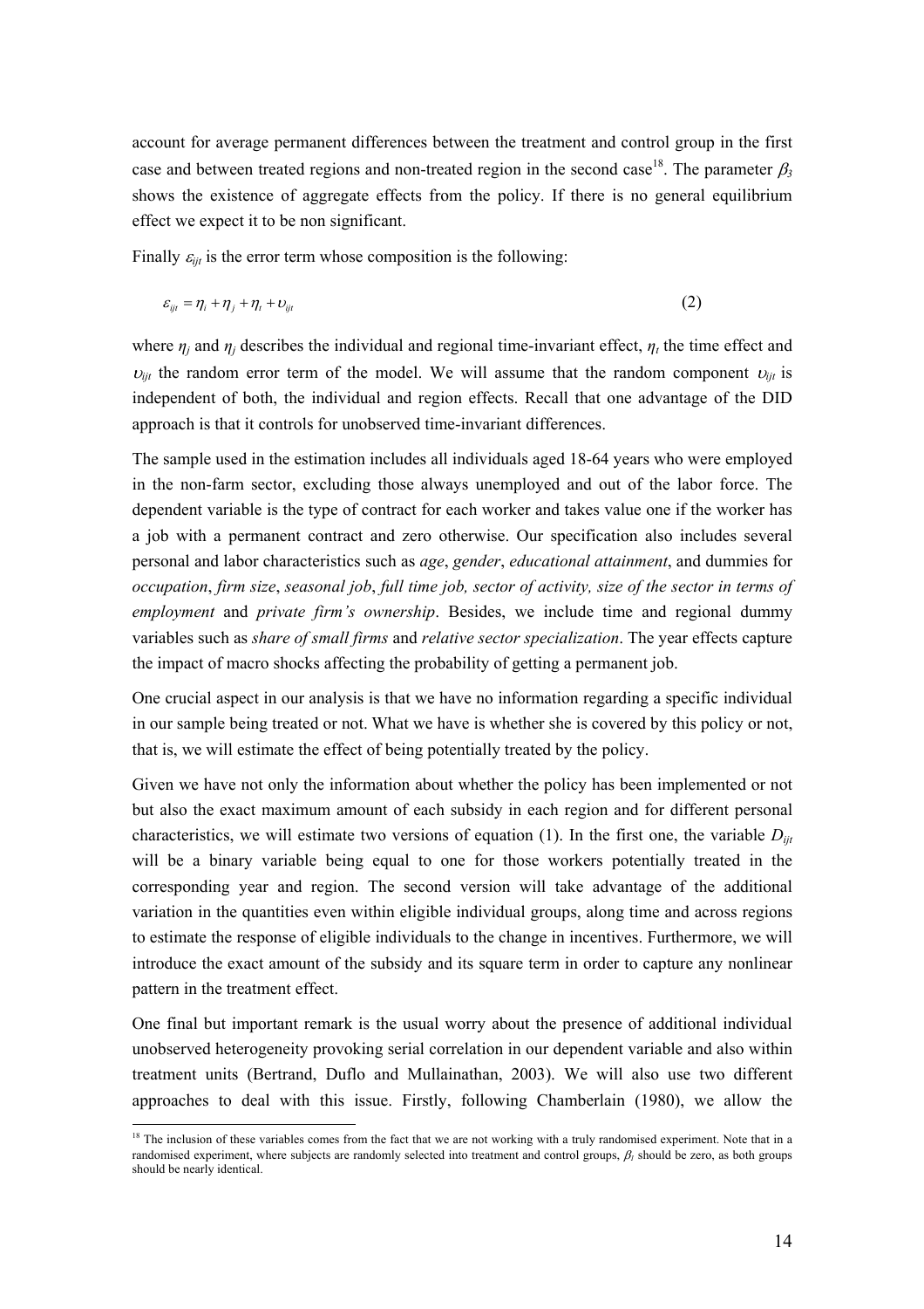account for average permanent differences between the treatment and control group in the first case and between treated regions and non-treated region in the second case[18]. The parameter $\beta_3$ shows the existence of aggregate effects from the policy. If there is no general equilibrium effect we expect it to be non significant.

Finally $\varepsilon_{ijt}$ is the error term whose composition is the following:

$$\varepsilon_{ijt} = \eta_i + \eta_j + \eta_t + \upsilon_{ijt} \tag{2}$$

where $\eta_j$ and $\eta_j$ describes the individual and regional time-invariant effect, $\eta_t$ the time effect and $\upsilon_{ijt}$ the random error term of the model. We will assume that the random component $\upsilon_{ijt}$ is independent of both, the individual and region effects. Recall that one advantage of the DID approach is that it controls for unobserved time-invariant differences.

The sample used in the estimation includes all individuals aged 18-64 years who were employed in the non-farm sector, excluding those always unemployed and out of the labor force. The dependent variable is the type of contract for each worker and takes value one if the worker has a job with a permanent contract and zero otherwise. Our specification also includes several personal and labor characteristics such as *age*, *gender*, *educational attainment*, and dummies for *occupation*, *firm size*, *seasonal job*, *full time job, sector of activity, size of the sector in terms of employment* and *private firm's ownership*. Besides, we include time and regional dummy variables such as *share of small firms* and *relative sector specialization*. The year effects capture the impact of macro shocks affecting the probability of getting a permanent job.

One crucial aspect in our analysis is that we have no information regarding a specific individual in our sample being treated or not. What we have is whether she is covered by this policy or not, that is, we will estimate the effect of being potentially treated by the policy.

Given we have not only the information about whether the policy has been implemented or not but also the exact maximum amount of each subsidy in each region and for different personal characteristics, we will estimate two versions of equation (1). In the first one, the variable $D_{ijt}$ will be a binary variable being equal to one for those workers potentially treated in the corresponding year and region. The second version will take advantage of the additional variation in the quantities even within eligible individual groups, along time and across regions to estimate the response of eligible individuals to the change in incentives. Furthermore, we will introduce the exact amount of the subsidy and its square term in order to capture any nonlinear pattern in the treatment effect.

One final but important remark is the usual worry about the presence of additional individual unobserved heterogeneity provoking serial correlation in our dependent variable and also within treatment units (Bertrand, Duflo and Mullainathan, 2003). We will also use two different approaches to deal with this issue. Firstly, following Chamberlain (1980), we allow the

[18] The inclusion of these variables comes from the fact that we are not working with a truly randomised experiment. Note that in a randomised experiment, where subjects are randomly selected into treatment and control groups, $\beta_l$ should be zero, as both groups should be nearly identical.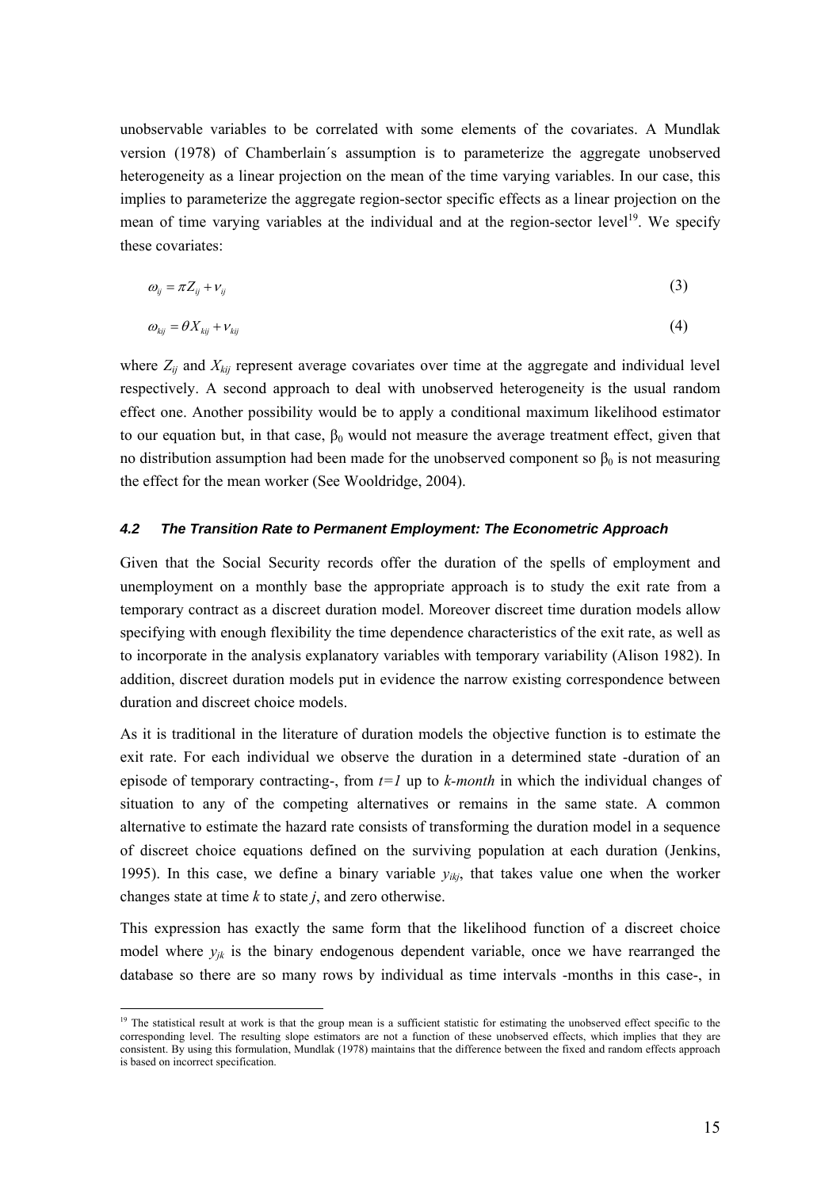unobservable variables to be correlated with some elements of the covariates. A Mundlak version (1978) of Chamberlain´s assumption is to parameterize the aggregate unobserved heterogeneity as a linear projection on the mean of the time varying variables. In our case, this implies to parameterize the aggregate region-sector specific effects as a linear projection on the mean of time varying variables at the individual and at the region-sector level[19]. We specify these covariates:

$$\omega_{ij} = \pi Z_{ij} + \nu_{ij} \tag{3}$$

$$\omega_{kij} = \theta X_{kij} + \nu_{kij} \tag{4}$$

where $Z_{ij}$ and $X_{kij}$ represent average covariates over time at the aggregate and individual level respectively. A second approach to deal with unobserved heterogeneity is the usual random effect one. Another possibility would be to apply a conditional maximum likelihood estimator to our equation but, in that case, $\beta_0$ would not measure the average treatment effect, given that no distribution assumption had been made for the unobserved component so $\beta_0$ is not measuring the effect for the mean worker (See Wooldridge, 2004).

### *4.2 The Transition Rate to Permanent Employment: The Econometric Approach*

Given that the Social Security records offer the duration of the spells of employment and unemployment on a monthly base the appropriate approach is to study the exit rate from a temporary contract as a discreet duration model. Moreover discreet time duration models allow specifying with enough flexibility the time dependence characteristics of the exit rate, as well as to incorporate in the analysis explanatory variables with temporary variability (Alison 1982). In addition, discreet duration models put in evidence the narrow existing correspondence between duration and discreet choice models.

As it is traditional in the literature of duration models the objective function is to estimate the exit rate. For each individual we observe the duration in a determined state -duration of an episode of temporary contracting-, from *t=1* up to *k-month* in which the individual changes of situation to any of the competing alternatives or remains in the same state. A common alternative to estimate the hazard rate consists of transforming the duration model in a sequence of discreet choice equations defined on the surviving population at each duration (Jenkins, 1995). In this case, we define a binary variable $y_{ikj}$, that takes value one when the worker changes state at time *k* to state *j*, and zero otherwise.

This expression has exactly the same form that the likelihood function of a discreet choice model where $y_{jk}$ is the binary endogenous dependent variable, once we have rearranged the database so there are so many rows by individual as time intervals -months in this case-, in

---

[19] The statistical result at work is that the group mean is a sufficient statistic for estimating the unobserved effect specific to the corresponding level. The resulting slope estimators are not a function of these unobserved effects, which implies that they are consistent. By using this formulation, Mundlak (1978) maintains that the difference between the fixed and random effects approach is based on incorrect specification.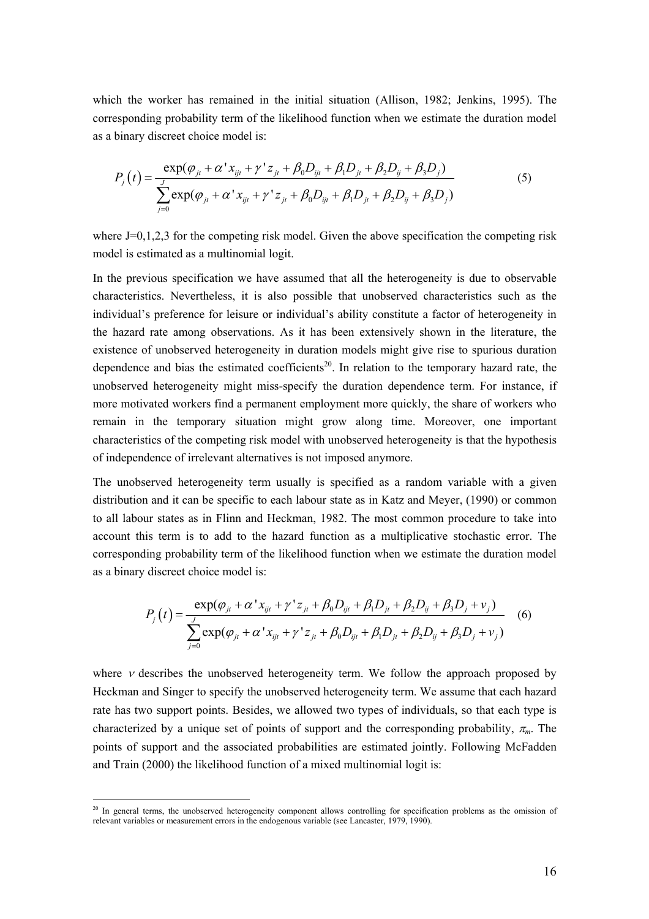which the worker has remained in the initial situation (Allison, 1982; Jenkins, 1995). The corresponding probability term of the likelihood function when we estimate the duration model as a binary discreet choice model is:

$$P_j\left(t\right)=\frac{\exp(\varphi_{jt}+\alpha' x_{ijt}+\gamma' z_{jt}+\beta_0 D_{ijt}+\beta_1 D_{jt}+\beta_2 D_{ij}+\beta_3 D_j)}{\sum_{j=0}^{J}\exp(\varphi_{jt}+\alpha' x_{ijt}+\gamma' z_{jt}+\beta_0 D_{ijt}+\beta_1 D_{jt}+\beta_2 D_{ij}+\beta_3 D_j)} \tag{5}$$

where J=0,1,2,3 for the competing risk model. Given the above specification the competing risk model is estimated as a multinomial logit.

In the previous specification we have assumed that all the heterogeneity is due to observable characteristics. Nevertheless, it is also possible that unobserved characteristics such as the individual's preference for leisure or individual's ability constitute a factor of heterogeneity in the hazard rate among observations. As it has been extensively shown in the literature, the existence of unobserved heterogeneity in duration models might give rise to spurious duration dependence and bias the estimated coefficients[20]. In relation to the temporary hazard rate, the unobserved heterogeneity might miss-specify the duration dependence term. For instance, if more motivated workers find a permanent employment more quickly, the share of workers who remain in the temporary situation might grow along time. Moreover, one important characteristics of the competing risk model with unobserved heterogeneity is that the hypothesis of independence of irrelevant alternatives is not imposed anymore.

The unobserved heterogeneity term usually is specified as a random variable with a given distribution and it can be specific to each labour state as in Katz and Meyer, (1990) or common to all labour states as in Flinn and Heckman, 1982. The most common procedure to take into account this term is to add to the hazard function as a multiplicative stochastic error. The corresponding probability term of the likelihood function when we estimate the duration model as a binary discreet choice model is:

$$P_j\left(t\right)=\frac{\exp(\varphi_{jt}+\alpha' x_{ijt}+\gamma' z_{jt}+\beta_0 D_{ijt}+\beta_1 D_{jt}+\beta_2 D_{ij}+\beta_3 D_j+v_j)}{\sum_{j=0}^{J}\exp(\varphi_{jt}+\alpha' x_{ijt}+\gamma' z_{jt}+\beta_0 D_{ijt}+\beta_1 D_{jt}+\beta_2 D_{ij}+\beta_3 D_j+v_j)} \tag{6}$$

where $v$ describes the unobserved heterogeneity term. We follow the approach proposed by Heckman and Singer to specify the unobserved heterogeneity term. We assume that each hazard rate has two support points. Besides, we allowed two types of individuals, so that each type is characterized by a unique set of points of support and the corresponding probability, $\pi_m$. The points of support and the associated probabilities are estimated jointly. Following McFadden and Train (2000) the likelihood function of a mixed multinomial logit is:

[20] In general terms, the unobserved heterogeneity component allows controlling for specification problems as the omission of relevant variables or measurement errors in the endogenous variable (see Lancaster, 1979, 1990).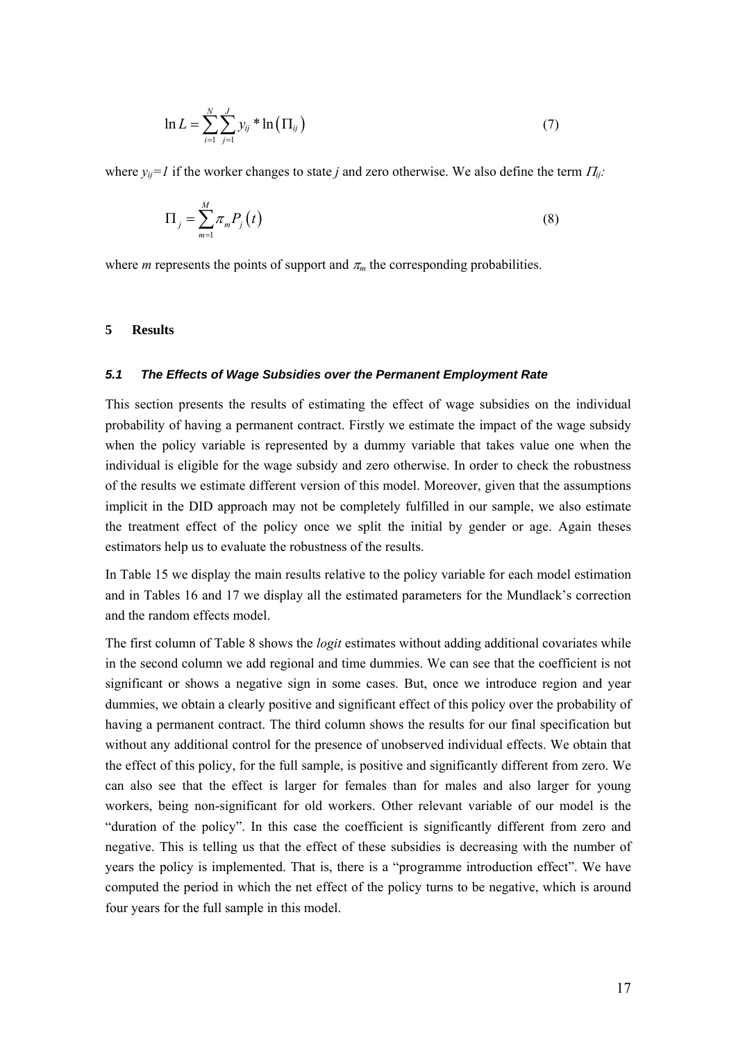$$\ln L = \sum_{i=1}^{N} \sum_{j=1}^{J} y_{ij} * \ln\left(\Pi_{ij}\right) \tag{7}$$

where $y_{ij}=1$ if the worker changes to state $j$ and zero otherwise. We also define the term $\Pi_{ij}$:

$$\Pi_{j} = \sum_{m=1}^{M} \pi_{m} P_{j}\left(t\right) \tag{8}$$

where $m$ represents the points of support and $\pi_m$ the corresponding probabilities.

## 5 Results

### 5.1 The Effects of Wage Subsidies over the Permanent Employment Rate

This section presents the results of estimating the effect of wage subsidies on the individual probability of having a permanent contract. Firstly we estimate the impact of the wage subsidy when the policy variable is represented by a dummy variable that takes value one when the individual is eligible for the wage subsidy and zero otherwise. In order to check the robustness of the results we estimate different version of this model. Moreover, given that the assumptions implicit in the DID approach may not be completely fulfilled in our sample, we also estimate the treatment effect of the policy once we split the initial by gender or age. Again theses estimators help us to evaluate the robustness of the results.

In Table 15 we display the main results relative to the policy variable for each model estimation and in Tables 16 and 17 we display all the estimated parameters for the Mundlack's correction and the random effects model.

The first column of Table 8 shows the *logit* estimates without adding additional covariates while in the second column we add regional and time dummies. We can see that the coefficient is not significant or shows a negative sign in some cases. But, once we introduce region and year dummies, we obtain a clearly positive and significant effect of this policy over the probability of having a permanent contract. The third column shows the results for our final specification but without any additional control for the presence of unobserved individual effects. We obtain that the effect of this policy, for the full sample, is positive and significantly different from zero. We can also see that the effect is larger for females than for males and also larger for young workers, being non-significant for old workers. Other relevant variable of our model is the "duration of the policy". In this case the coefficient is significantly different from zero and negative. This is telling us that the effect of these subsidies is decreasing with the number of years the policy is implemented. That is, there is a "programme introduction effect". We have computed the period in which the net effect of the policy turns to be negative, which is around four years for the full sample in this model.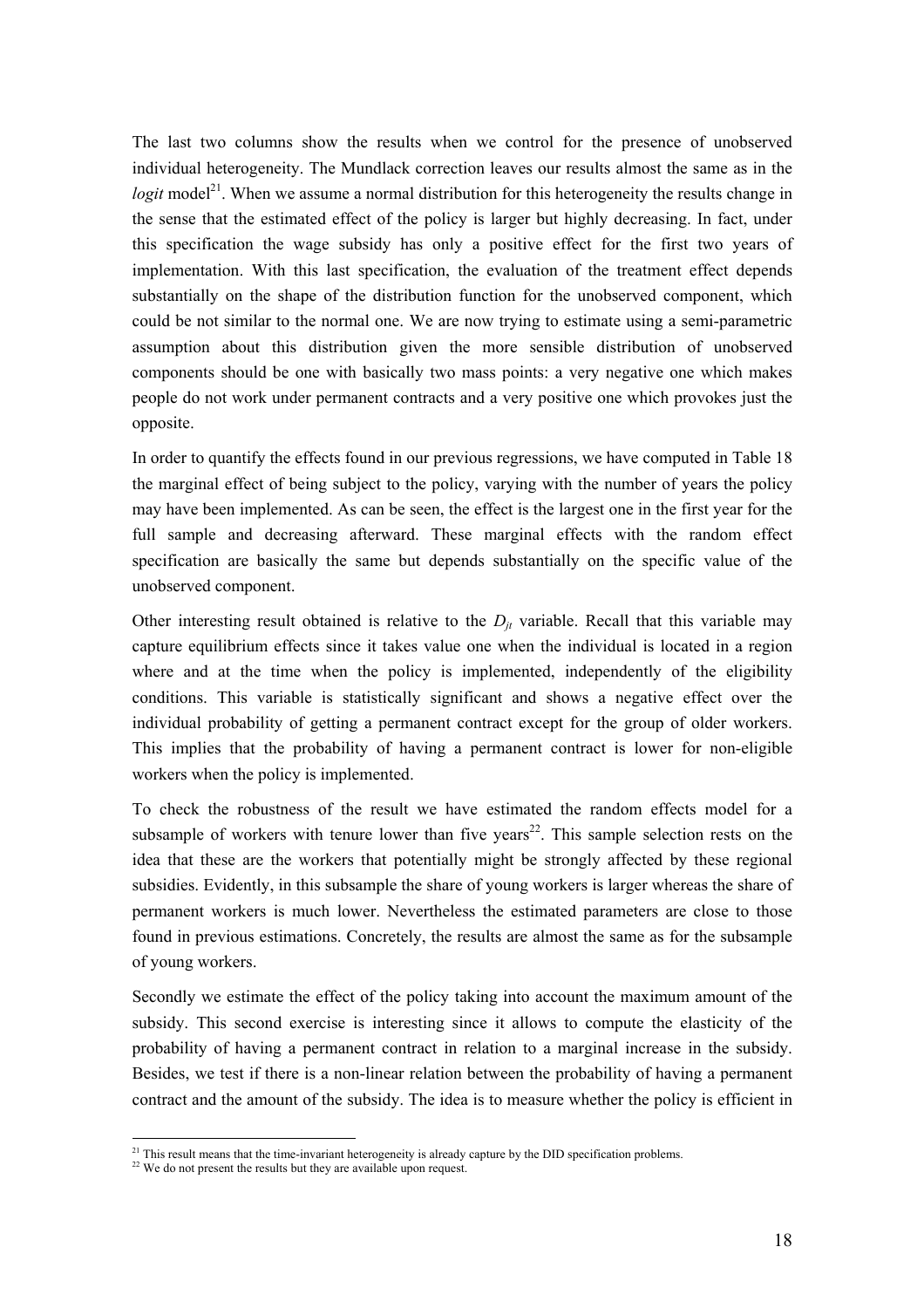The last two columns show the results when we control for the presence of unobserved individual heterogeneity. The Mundlack correction leaves our results almost the same as in the *logit* model[21]. When we assume a normal distribution for this heterogeneity the results change in the sense that the estimated effect of the policy is larger but highly decreasing. In fact, under this specification the wage subsidy has only a positive effect for the first two years of implementation. With this last specification, the evaluation of the treatment effect depends substantially on the shape of the distribution function for the unobserved component, which could be not similar to the normal one. We are now trying to estimate using a semi-parametric assumption about this distribution given the more sensible distribution of unobserved components should be one with basically two mass points: a very negative one which makes people do not work under permanent contracts and a very positive one which provokes just the opposite.

In order to quantify the effects found in our previous regressions, we have computed in Table 18 the marginal effect of being subject to the policy, varying with the number of years the policy may have been implemented. As can be seen, the effect is the largest one in the first year for the full sample and decreasing afterward. These marginal effects with the random effect specification are basically the same but depends substantially on the specific value of the unobserved component.

Other interesting result obtained is relative to the $D_{jt}$ variable. Recall that this variable may capture equilibrium effects since it takes value one when the individual is located in a region where and at the time when the policy is implemented, independently of the eligibility conditions. This variable is statistically significant and shows a negative effect over the individual probability of getting a permanent contract except for the group of older workers. This implies that the probability of having a permanent contract is lower for non-eligible workers when the policy is implemented.

To check the robustness of the result we have estimated the random effects model for a subsample of workers with tenure lower than five years[22]. This sample selection rests on the idea that these are the workers that potentially might be strongly affected by these regional subsidies. Evidently, in this subsample the share of young workers is larger whereas the share of permanent workers is much lower. Nevertheless the estimated parameters are close to those found in previous estimations. Concretely, the results are almost the same as for the subsample of young workers.

Secondly we estimate the effect of the policy taking into account the maximum amount of the subsidy. This second exercise is interesting since it allows to compute the elasticity of the probability of having a permanent contract in relation to a marginal increase in the subsidy. Besides, we test if there is a non-linear relation between the probability of having a permanent contract and the amount of the subsidy. The idea is to measure whether the policy is efficient in

[21] This result means that the time-invariant heterogeneity is already capture by the DID specification problems.

[22] We do not present the results but they are available upon request.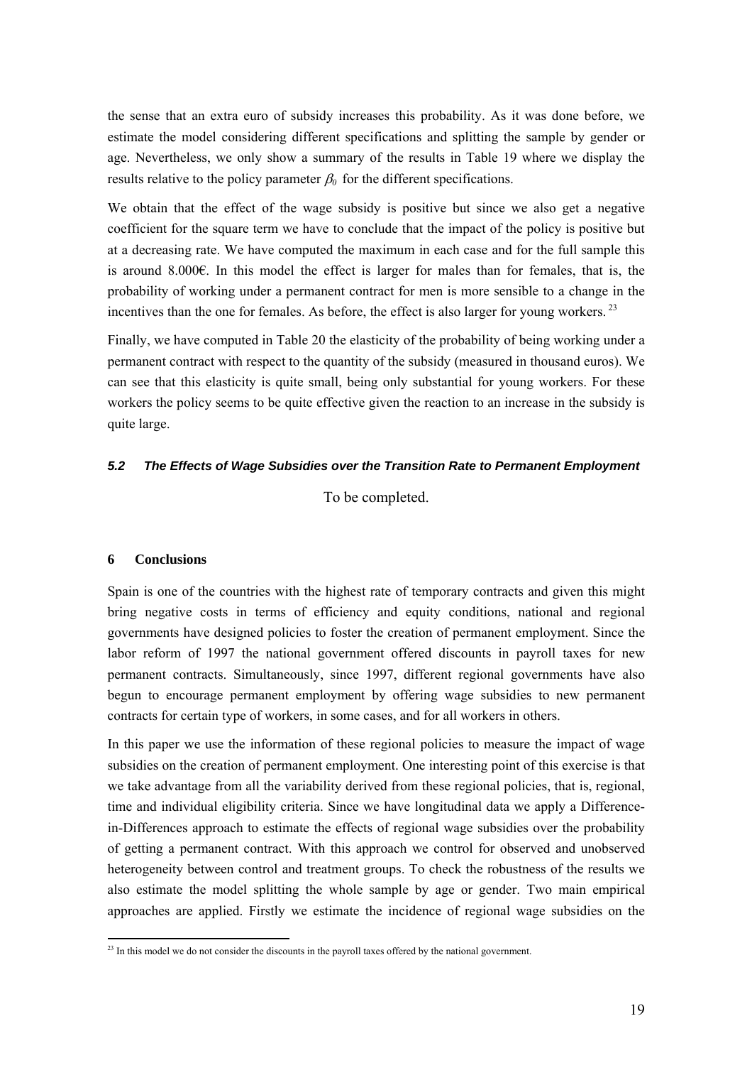the sense that an extra euro of subsidy increases this probability. As it was done before, we estimate the model considering different specifications and splitting the sample by gender or age. Nevertheless, we only show a summary of the results in Table 19 where we display the results relative to the policy parameter $\beta_0$ for the different specifications.

We obtain that the effect of the wage subsidy is positive but since we also get a negative coefficient for the square term we have to conclude that the impact of the policy is positive but at a decreasing rate. We have computed the maximum in each case and for the full sample this is around 8.000€. In this model the effect is larger for males than for females, that is, the probability of working under a permanent contract for men is more sensible to a change in the incentives than the one for females. As before, the effect is also larger for young workers.[23]

Finally, we have computed in Table 20 the elasticity of the probability of being working under a permanent contract with respect to the quantity of the subsidy (measured in thousand euros). We can see that this elasticity is quite small, being only substantial for young workers. For these workers the policy seems to be quite effective given the reaction to an increase in the subsidy is quite large.

### *5.2 The Effects of Wage Subsidies over the Transition Rate to Permanent Employment*

To be completed.

## 6 Conclusions

Spain is one of the countries with the highest rate of temporary contracts and given this might bring negative costs in terms of efficiency and equity conditions, national and regional governments have designed policies to foster the creation of permanent employment. Since the labor reform of 1997 the national government offered discounts in payroll taxes for new permanent contracts. Simultaneously, since 1997, different regional governments have also begun to encourage permanent employment by offering wage subsidies to new permanent contracts for certain type of workers, in some cases, and for all workers in others.

In this paper we use the information of these regional policies to measure the impact of wage subsidies on the creation of permanent employment. One interesting point of this exercise is that we take advantage from all the variability derived from these regional policies, that is, regional, time and individual eligibility criteria. Since we have longitudinal data we apply a Difference-in-Differences approach to estimate the effects of regional wage subsidies over the probability of getting a permanent contract. With this approach we control for observed and unobserved heterogeneity between control and treatment groups. To check the robustness of the results we also estimate the model splitting the whole sample by age or gender. Two main empirical approaches are applied. Firstly we estimate the incidence of regional wage subsidies on the

[23] In this model we do not consider the discounts in the payroll taxes offered by the national government.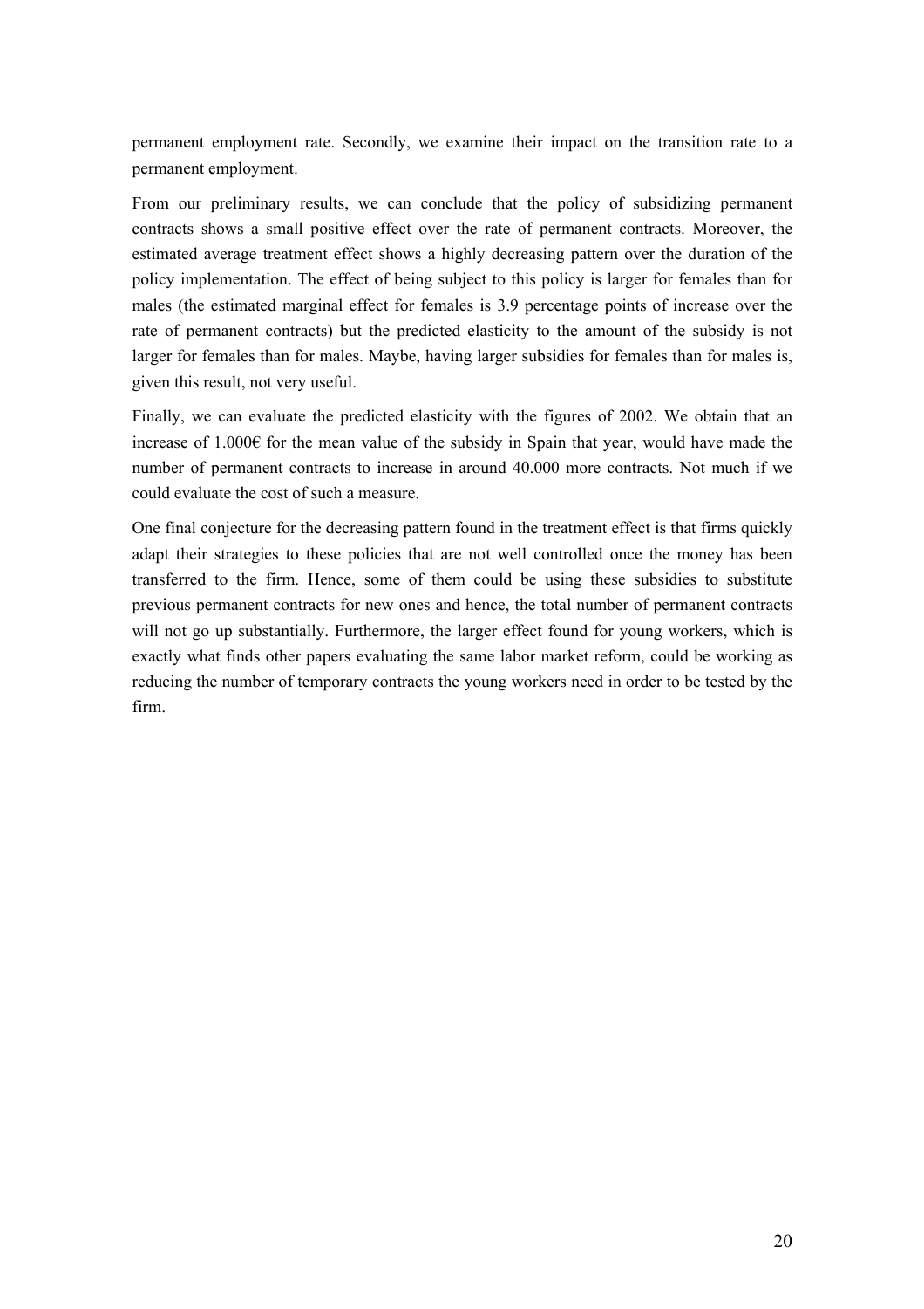permanent employment rate. Secondly, we examine their impact on the transition rate to a permanent employment.

From our preliminary results, we can conclude that the policy of subsidizing permanent contracts shows a small positive effect over the rate of permanent contracts. Moreover, the estimated average treatment effect shows a highly decreasing pattern over the duration of the policy implementation. The effect of being subject to this policy is larger for females than for males (the estimated marginal effect for females is 3.9 percentage points of increase over the rate of permanent contracts) but the predicted elasticity to the amount of the subsidy is not larger for females than for males. Maybe, having larger subsidies for females than for males is, given this result, not very useful.

Finally, we can evaluate the predicted elasticity with the figures of 2002. We obtain that an increase of 1.000€ for the mean value of the subsidy in Spain that year, would have made the number of permanent contracts to increase in around 40.000 more contracts. Not much if we could evaluate the cost of such a measure.

One final conjecture for the decreasing pattern found in the treatment effect is that firms quickly adapt their strategies to these policies that are not well controlled once the money has been transferred to the firm. Hence, some of them could be using these subsidies to substitute previous permanent contracts for new ones and hence, the total number of permanent contracts will not go up substantially. Furthermore, the larger effect found for young workers, which is exactly what finds other papers evaluating the same labor market reform, could be working as reducing the number of temporary contracts the young workers need in order to be tested by the firm.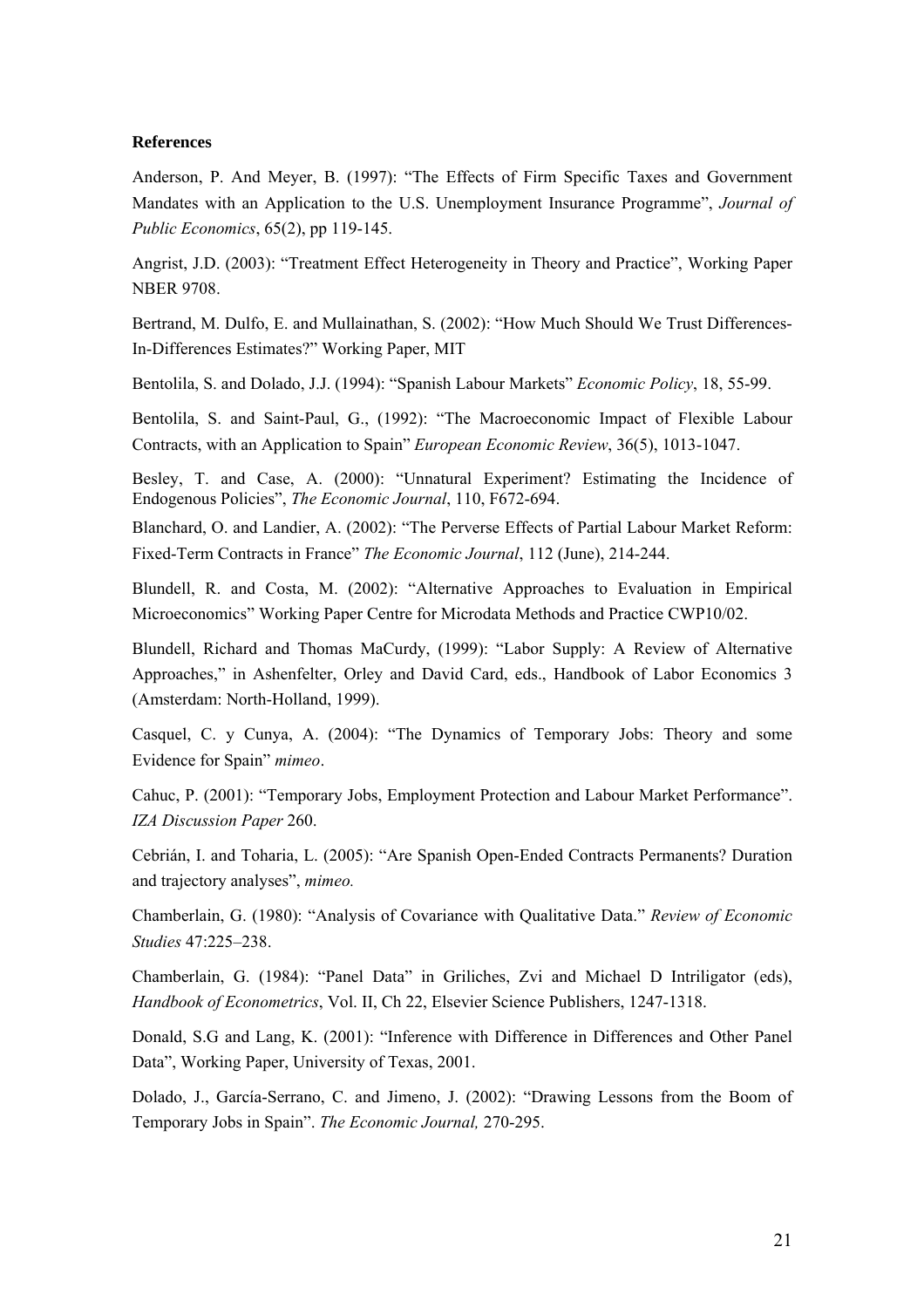**References**

Anderson, P. And Meyer, B. (1997): "The Effects of Firm Specific Taxes and Government Mandates with an Application to the U.S. Unemployment Insurance Programme", *Journal of Public Economics*, 65(2), pp 119-145.

Angrist, J.D. (2003): "Treatment Effect Heterogeneity in Theory and Practice", Working Paper NBER 9708.

Bertrand, M. Dulfo, E. and Mullainathan, S. (2002): "How Much Should We Trust Differences-In-Differences Estimates?" Working Paper, MIT

Bentolila, S. and Dolado, J.J. (1994): "Spanish Labour Markets" *Economic Policy*, 18, 55-99.

Bentolila, S. and Saint-Paul, G., (1992): "The Macroeconomic Impact of Flexible Labour Contracts, with an Application to Spain" *European Economic Review*, 36(5), 1013-1047.

Besley, T. and Case, A. (2000): "Unnatural Experiment? Estimating the Incidence of Endogenous Policies", *The Economic Journal*, 110, F672-694.

Blanchard, O. and Landier, A. (2002): "The Perverse Effects of Partial Labour Market Reform: Fixed-Term Contracts in France" *The Economic Journal*, 112 (June), 214-244.

Blundell, R. and Costa, M. (2002): "Alternative Approaches to Evaluation in Empirical Microeconomics" Working Paper Centre for Microdata Methods and Practice CWP10/02.

Blundell, Richard and Thomas MaCurdy, (1999): "Labor Supply: A Review of Alternative Approaches," in Ashenfelter, Orley and David Card, eds., Handbook of Labor Economics 3 (Amsterdam: North-Holland, 1999).

Casquel, C. y Cunya, A. (2004): "The Dynamics of Temporary Jobs: Theory and some Evidence for Spain" *mimeo*.

Cahuc, P. (2001): "Temporary Jobs, Employment Protection and Labour Market Performance". *IZA Discussion Paper* 260.

Cebrián, I. and Toharia, L. (2005): "Are Spanish Open-Ended Contracts Permanents? Duration and trajectory analyses", *mimeo.*

Chamberlain, G. (1980): "Analysis of Covariance with Qualitative Data." *Review of Economic Studies* 47:225–238.

Chamberlain, G. (1984): "Panel Data" in Griliches, Zvi and Michael D Intriligator (eds), *Handbook of Econometrics*, Vol. II, Ch 22, Elsevier Science Publishers, 1247-1318.

Donald, S.G and Lang, K. (2001): "Inference with Difference in Differences and Other Panel Data", Working Paper, University of Texas, 2001.

Dolado, J., García-Serrano, C. and Jimeno, J. (2002): "Drawing Lessons from the Boom of Temporary Jobs in Spain". *The Economic Journal,* 270-295.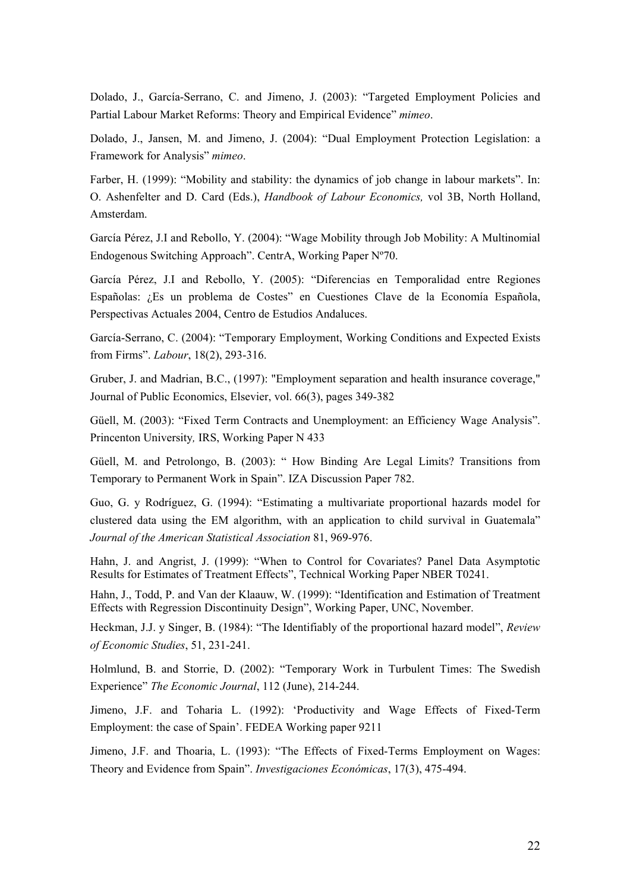Dolado, J., García-Serrano, C. and Jimeno, J. (2003): "Targeted Employment Policies and Partial Labour Market Reforms: Theory and Empirical Evidence" *mimeo*.

Dolado, J., Jansen, M. and Jimeno, J. (2004): "Dual Employment Protection Legislation: a Framework for Analysis" *mimeo*.

Farber, H. (1999): "Mobility and stability: the dynamics of job change in labour markets". In: O. Ashenfelter and D. Card (Eds.), *Handbook of Labour Economics,* vol 3B, North Holland, Amsterdam.

García Pérez, J.I and Rebollo, Y. (2004): "Wage Mobility through Job Mobility: A Multinomial Endogenous Switching Approach". CentrA, Working Paper Nº70.

García Pérez, J.I and Rebollo, Y. (2005): "Diferencias en Temporalidad entre Regiones Españolas: ¿Es un problema de Costes" en Cuestiones Clave de la Economía Española, Perspectivas Actuales 2004, Centro de Estudios Andaluces.

García-Serrano, C. (2004): "Temporary Employment, Working Conditions and Expected Exists from Firms". *Labour*, 18(2), 293-316.

Gruber, J. and Madrian, B.C., (1997): "Employment separation and health insurance coverage," Journal of Public Economics, Elsevier, vol. 66(3), pages 349-382

Güell, M. (2003): "Fixed Term Contracts and Unemployment: an Efficiency Wage Analysis". Princenton University*,* IRS, Working Paper N 433

Güell, M. and Petrolongo, B. (2003): " How Binding Are Legal Limits? Transitions from Temporary to Permanent Work in Spain". IZA Discussion Paper 782.

Guo, G. y Rodríguez, G. (1994): "Estimating a multivariate proportional hazards model for clustered data using the EM algorithm, with an application to child survival in Guatemala" *Journal of the American Statistical Association* 81, 969-976.

Hahn, J. and Angrist, J. (1999): "When to Control for Covariates? Panel Data Asymptotic Results for Estimates of Treatment Effects", Technical Working Paper NBER T0241.

Hahn, J., Todd, P. and Van der Klaauw, W. (1999): "Identification and Estimation of Treatment Effects with Regression Discontinuity Design", Working Paper, UNC, November.

Heckman, J.J. y Singer, B. (1984): "The Identifiably of the proportional hazard model", *Review of Economic Studies*, 51, 231-241.

Holmlund, B. and Storrie, D. (2002): "Temporary Work in Turbulent Times: The Swedish Experience" *The Economic Journal*, 112 (June), 214-244.

Jimeno, J.F. and Toharia L. (1992): 'Productivity and Wage Effects of Fixed-Term Employment: the case of Spain'. FEDEA Working paper 9211

Jimeno, J.F. and Thoaria, L. (1993): "The Effects of Fixed-Terms Employment on Wages: Theory and Evidence from Spain". *Investigaciones Económicas*, 17(3), 475-494.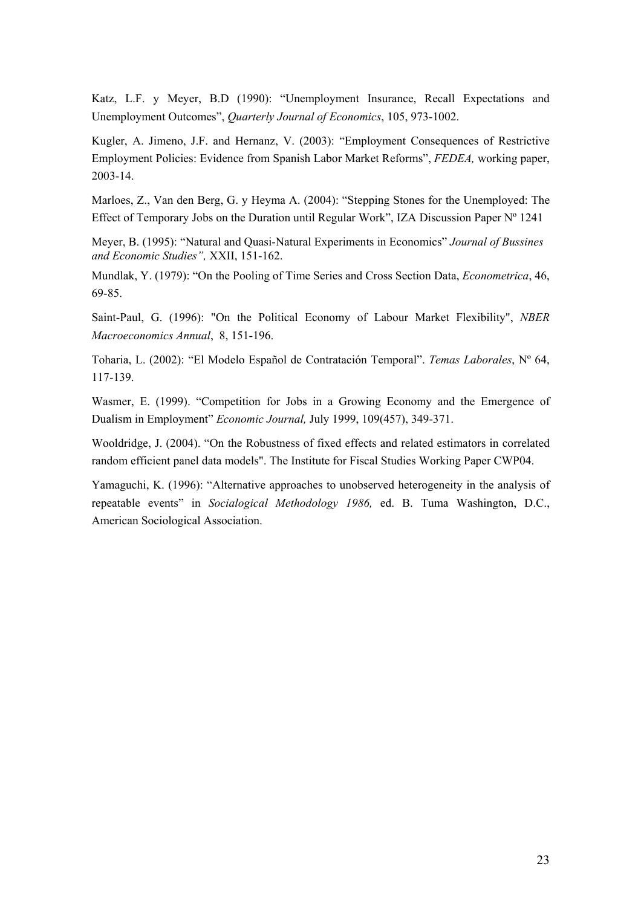Katz, L.F. y Meyer, B.D (1990): "Unemployment Insurance, Recall Expectations and Unemployment Outcomes", *Quarterly Journal of Economics*, 105, 973-1002.

Kugler, A. Jimeno, J.F. and Hernanz, V. (2003): "Employment Consequences of Restrictive Employment Policies: Evidence from Spanish Labor Market Reforms", *FEDEA,* working paper, 2003-14.

Marloes, Z., Van den Berg, G. y Heyma A. (2004): "Stepping Stones for the Unemployed: The Effect of Temporary Jobs on the Duration until Regular Work", IZA Discussion Paper Nº 1241

Meyer, B. (1995): "Natural and Quasi-Natural Experiments in Economics" *Journal of Bussines and Economic Studies",* XXII, 151-162.

Mundlak, Y. (1979): "On the Pooling of Time Series and Cross Section Data, *Econometrica*, 46, 69-85.

Saint-Paul, G. (1996): "On the Political Economy of Labour Market Flexibility", *NBER Macroeconomics Annual*, 8, 151-196.

Toharia, L. (2002): "El Modelo Español de Contratación Temporal". *Temas Laborales*, Nº 64, 117-139.

Wasmer, E. (1999). "Competition for Jobs in a Growing Economy and the Emergence of Dualism in Employment" *Economic Journal,* July 1999, 109(457), 349-371.

Wooldridge, J. (2004). "On the Robustness of fixed effects and related estimators in correlated random efficient panel data models". The Institute for Fiscal Studies Working Paper CWP04.

Yamaguchi, K. (1996): "Alternative approaches to unobserved heterogeneity in the analysis of repeatable events" in *Socialogical Methodology 1986,* ed. B. Tuma Washington, D.C., American Sociological Association.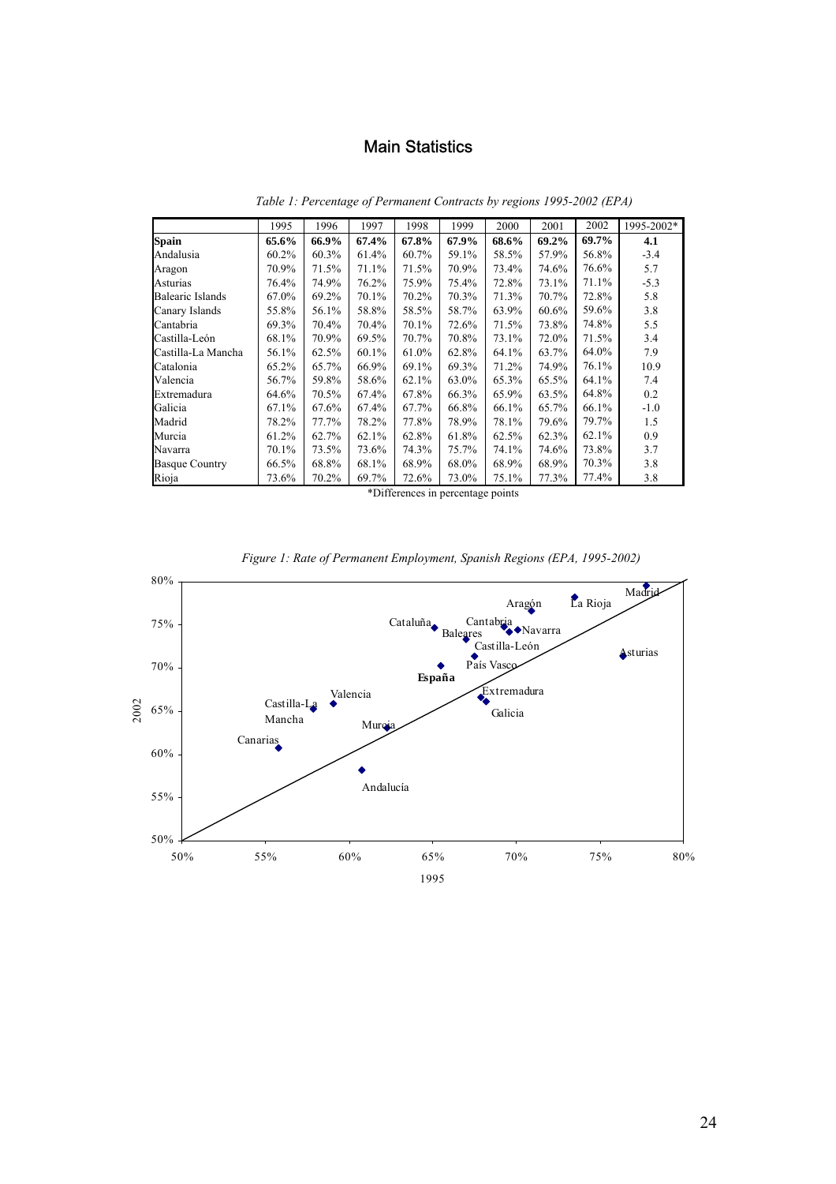# Main Statistics

*Table 1: Percentage of Permanent Contracts by regions 1995-2002 (EPA)*

| | 1995 | 1996 | 1997 | 1998 | 1999 | 2000 | 2001 | 2002 | 1995-2002* |
|---|---|---|---|---|---|---|---|---|---|
| **Spain** | **65.6%** | **66.9%** | **67.4%** | **67.8%** | **67.9%** | **68.6%** | **69.2%** | **69.7%** | **4.1** |
| Andalusia | 60.2% | 60.3% | 61.4% | 60.7% | 59.1% | 58.5% | 57.9% | 56.8% | -3.4 |
| Aragon | 70.9% | 71.5% | 71.1% | 71.5% | 70.9% | 73.4% | 74.6% | 76.6% | 5.7 |
| Asturias | 76.4% | 74.9% | 76.2% | 75.9% | 75.4% | 72.8% | 73.1% | 71.1% | -5.3 |
| Balearic Islands | 67.0% | 69.2% | 70.1% | 70.2% | 70.3% | 71.3% | 70.7% | 72.8% | 5.8 |
| Canary Islands | 55.8% | 56.1% | 58.8% | 58.5% | 58.7% | 63.9% | 60.6% | 59.6% | 3.8 |
| Cantabria | 69.3% | 70.4% | 70.4% | 70.1% | 72.6% | 71.5% | 73.8% | 74.8% | 5.5 |
| Castilla-León | 68.1% | 70.9% | 69.5% | 70.7% | 70.8% | 73.1% | 72.0% | 71.5% | 3.4 |
| Castilla-La Mancha | 56.1% | 62.5% | 60.1% | 61.0% | 62.8% | 64.1% | 63.7% | 64.0% | 7.9 |
| Catalonia | 65.2% | 65.7% | 66.9% | 69.1% | 69.3% | 71.2% | 74.9% | 76.1% | 10.9 |
| Valencia | 56.7% | 59.8% | 58.6% | 62.1% | 63.0% | 65.3% | 65.5% | 64.1% | 7.4 |
| Extremadura | 64.6% | 70.5% | 67.4% | 67.8% | 66.3% | 65.9% | 63.5% | 64.8% | 0.2 |
| Galicia | 67.1% | 67.6% | 67.4% | 67.7% | 66.8% | 66.1% | 65.7% | 66.1% | -1.0 |
| Madrid | 78.2% | 77.7% | 78.2% | 77.8% | 78.9% | 78.1% | 79.6% | 79.7% | 1.5 |
| Murcia | 61.2% | 62.7% | 62.1% | 62.8% | 61.8% | 62.5% | 62.3% | 62.1% | 0.9 |
| Navarra | 70.1% | 73.5% | 73.6% | 74.3% | 75.7% | 74.1% | 74.6% | 73.8% | 3.7 |
| Basque Country | 66.5% | 68.8% | 68.1% | 68.9% | 68.0% | 68.9% | 68.9% | 70.3% | 3.8 |
| Rioja | 73.6% | 70.2% | 69.7% | 72.6% | 73.0% | 75.1% | 77.3% | 77.4% | 3.8 |

*Differences in percentage points

*Figure 1: Rate of Permanent Employment, Spanish Regions (EPA, 1995-2002)*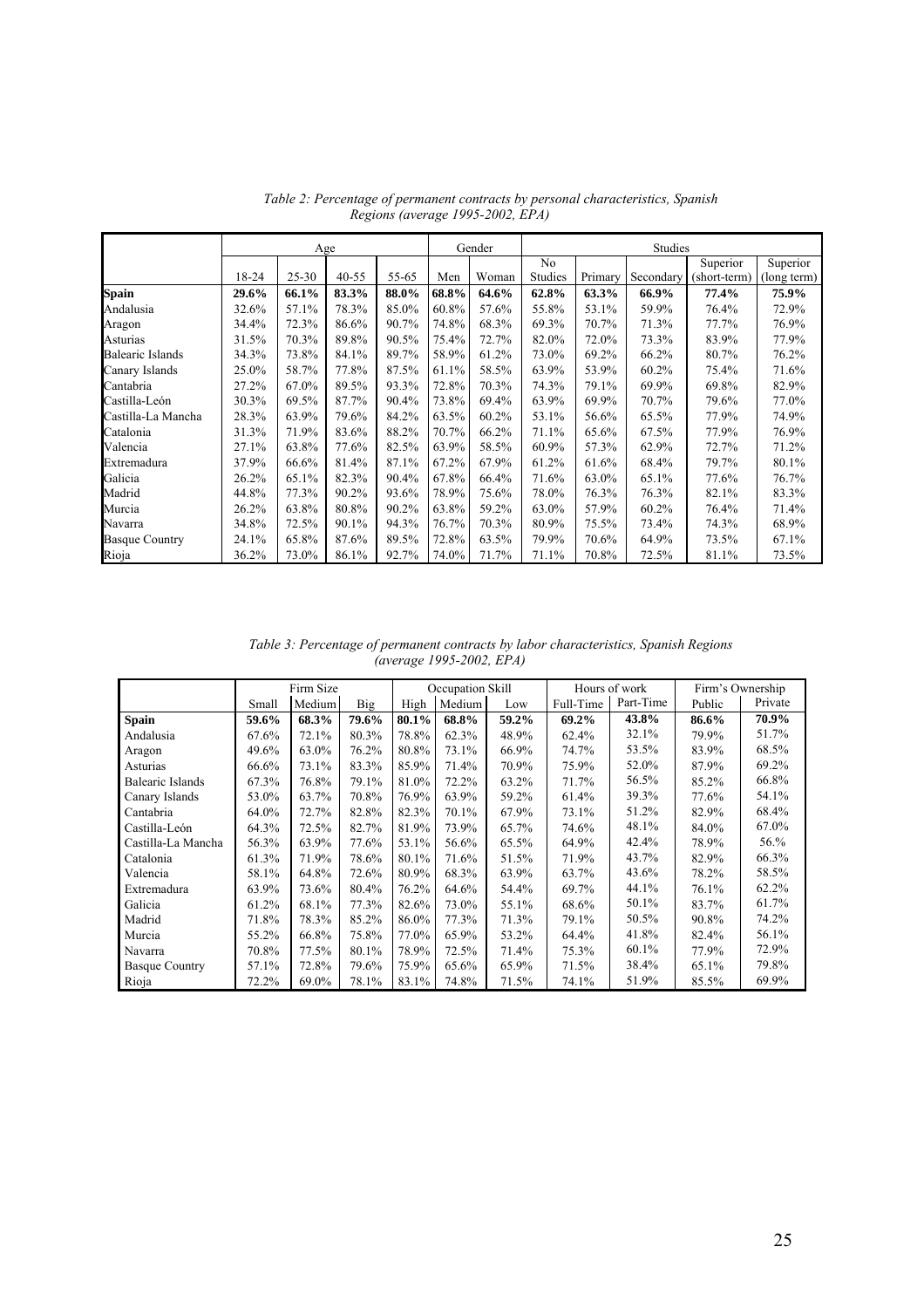*Table 2: Percentage of permanent contracts by personal characteristics, Spanish Regions (average 1995-2002, EPA)*

| | Age | | | | Gender | | Studies | | | | |
|---|---|---|---|---|---|---|---|---|---|---|---|
| | 18-24 | 25-30 | 40-55 | 55-65 | Men | Woman | No Studies | Primary | Secondary | Superior (short-term) | Superior (long term) |
| **Spain** | **29.6%** | **66.1%** | **83.3%** | **88.0%** | **68.8%** | **64.6%** | **62.8%** | **63.3%** | **66.9%** | **77.4%** | **75.9%** |
| Andalusia | 32.6% | 57.1% | 78.3% | 85.0% | 60.8% | 57.6% | 55.8% | 53.1% | 59.9% | 76.4% | 72.9% |
| Aragon | 34.4% | 72.3% | 86.6% | 90.7% | 74.8% | 68.3% | 69.3% | 70.7% | 71.3% | 77.7% | 76.9% |
| Asturias | 31.5% | 70.3% | 89.8% | 90.5% | 75.4% | 72.7% | 82.0% | 72.0% | 73.3% | 83.9% | 77.9% |
| Balearic Islands | 34.3% | 73.8% | 84.1% | 89.7% | 58.9% | 61.2% | 73.0% | 69.2% | 66.2% | 80.7% | 76.2% |
| Canary Islands | 25.0% | 58.7% | 77.8% | 87.5% | 61.1% | 58.5% | 63.9% | 53.9% | 60.2% | 75.4% | 71.6% |
| Cantabria | 27.2% | 67.0% | 89.5% | 93.3% | 72.8% | 70.3% | 74.3% | 79.1% | 69.9% | 69.8% | 82.9% |
| Castilla-León | 30.3% | 69.5% | 87.7% | 90.4% | 73.8% | 69.4% | 63.9% | 69.9% | 70.7% | 79.6% | 77.0% |
| Castilla-La Mancha | 28.3% | 63.9% | 79.6% | 84.2% | 63.5% | 60.2% | 53.1% | 56.6% | 65.5% | 77.9% | 74.9% |
| Catalonia | 31.3% | 71.9% | 83.6% | 88.2% | 70.7% | 66.2% | 71.1% | 65.6% | 67.5% | 77.9% | 76.9% |
| Valencia | 27.1% | 63.8% | 77.6% | 82.5% | 63.9% | 58.5% | 60.9% | 57.3% | 62.9% | 72.7% | 71.2% |
| Extremadura | 37.9% | 66.6% | 81.4% | 87.1% | 67.2% | 67.9% | 61.2% | 61.6% | 68.4% | 79.7% | 80.1% |
| Galicia | 26.2% | 65.1% | 82.3% | 90.4% | 67.8% | 66.4% | 71.6% | 63.0% | 65.1% | 77.6% | 76.7% |
| Madrid | 44.8% | 77.3% | 90.2% | 93.6% | 78.9% | 75.6% | 78.0% | 76.3% | 76.3% | 82.1% | 83.3% |
| Murcia | 26.2% | 63.8% | 80.8% | 90.2% | 63.8% | 59.2% | 63.0% | 57.9% | 60.2% | 76.4% | 71.4% |
| Navarra | 34.8% | 72.5% | 90.1% | 94.3% | 76.7% | 70.3% | 80.9% | 75.5% | 73.4% | 74.3% | 68.9% |
| Basque Country | 24.1% | 65.8% | 87.6% | 89.5% | 72.8% | 63.5% | 79.9% | 70.6% | 64.9% | 73.5% | 67.1% |
| Rioja | 36.2% | 73.0% | 86.1% | 92.7% | 74.0% | 71.7% | 71.1% | 70.8% | 72.5% | 81.1% | 73.5% |

*Table 3: Percentage of permanent contracts by labor characteristics, Spanish Regions (average 1995-2002, EPA)*

| | Firm Size | | | Occupation Skill | | | Hours of work | | Firm's Ownership | |
|---|---|---|---|---|---|---|---|---|---|---|
| | Small | Medium | Big | High | Medium | Low | Full-Time | Part-Time | Public | Private |
| **Spain** | **59.6%** | **68.3%** | **79.6%** | **80.1%** | **68.8%** | **59.2%** | **69.2%** | **43.8%** | **86.6%** | **70.9%** |
| Andalusia | 67.6% | 72.1% | 80.3% | 78.8% | 62.3% | 48.9% | 62.4% | 32.1% | 79.9% | 51.7% |
| Aragon | 49.6% | 63.0% | 76.2% | 80.8% | 73.1% | 66.9% | 74.7% | 53.5% | 83.9% | 68.5% |
| Asturias | 66.6% | 73.1% | 83.3% | 85.9% | 71.4% | 70.9% | 75.9% | 52.0% | 87.9% | 69.2% |
| Balearic Islands | 67.3% | 76.8% | 79.1% | 81.0% | 72.2% | 63.2% | 71.7% | 56.5% | 85.2% | 66.8% |
| Canary Islands | 53.0% | 63.7% | 70.8% | 76.9% | 63.9% | 59.2% | 61.4% | 39.3% | 77.6% | 54.1% |
| Cantabria | 64.0% | 72.7% | 82.8% | 82.3% | 70.1% | 67.9% | 73.1% | 51.2% | 82.9% | 68.4% |
| Castilla-León | 64.3% | 72.5% | 82.7% | 81.9% | 73.9% | 65.7% | 74.6% | 48.1% | 84.0% | 67.0% |
| Castilla-La Mancha | 56.3% | 63.9% | 77.6% | 53.1% | 56.6% | 65.5% | 64.9% | 42.4% | 78.9% | 56.% |
| Catalonia | 61.3% | 71.9% | 78.6% | 80.1% | 71.6% | 51.5% | 71.9% | 43.7% | 82.9% | 66.3% |
| Valencia | 58.1% | 64.8% | 72.6% | 80.9% | 68.3% | 63.9% | 63.7% | 43.6% | 78.2% | 58.5% |
| Extremadura | 63.9% | 73.6% | 80.4% | 76.2% | 64.6% | 54.4% | 69.7% | 44.1% | 76.1% | 62.2% |
| Galicia | 61.2% | 68.1% | 77.3% | 82.6% | 73.0% | 55.1% | 68.6% | 50.1% | 83.7% | 61.7% |
| Madrid | 71.8% | 78.3% | 85.2% | 86.0% | 77.3% | 71.3% | 79.1% | 50.5% | 90.8% | 74.2% |
| Murcia | 55.2% | 66.8% | 75.8% | 77.0% | 65.9% | 53.2% | 64.4% | 41.8% | 82.4% | 56.1% |
| Navarra | 70.8% | 77.5% | 80.1% | 78.9% | 72.5% | 71.4% | 75.3% | 60.1% | 77.9% | 72.9% |
| Basque Country | 57.1% | 72.8% | 79.6% | 75.9% | 65.6% | 65.9% | 71.5% | 38.4% | 65.1% | 79.8% |
| Rioja | 72.2% | 69.0% | 78.1% | 83.1% | 74.8% | 71.5% | 74.1% | 51.9% | 85.5% | 69.9% |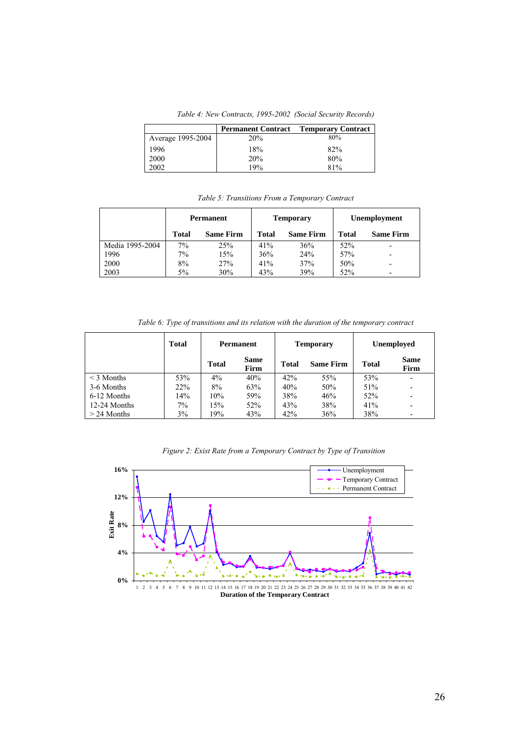*Table 4: New Contracts, 1995-2002 (Social Security Records)*

| | Permanent Contract | Temporary Contract |
|---|---|---|
| Average 1995-2004 | 20% | 80% |
| 1996 | 18% | 82% |
| 2000 | 20% | 80% |
| 2002 | 19% | 81% |

*Table 5: Transitions From a Temporary Contract*

| | Permanent | | Temporary | | Unemployment | |
|---|---|---|---|---|---|---|
| | Total | Same Firm | Total | Same Firm | Total | Same Firm |
| Media 1995-2004 | 7% | 25% | 41% | 36% | 52% | - |
| 1996 | 7% | 15% | 36% | 24% | 57% | - |
| 2000 | 8% | 27% | 41% | 37% | 50% | - |
| 2003 | 5% | 30% | 43% | 39% | 52% | - |

*Table 6: Type of transitions and its relation with the duration of the temporary contract*

| | Total | Permanent | | Temporary | | Unemployed | |
|---|---|---|---|---|---|---|---|
| | | Total | Same Firm | Total | Same Firm | Total | Same Firm |
| < 3 Months | 53% | 4% | 40% | 42% | 55% | 53% | - |
| 3-6 Months | 22% | 8% | 63% | 40% | 50% | 51% | - |
| 6-12 Months | 14% | 10% | 59% | 38% | 46% | 52% | - |
| 12-24 Months | 7% | 15% | 52% | 43% | 38% | 41% | - |
| > 24 Months | 3% | 19% | 43% | 42% | 36% | 38% | - |

*Figure 2: Exist Rate from a Temporary Contract by Type of Transition*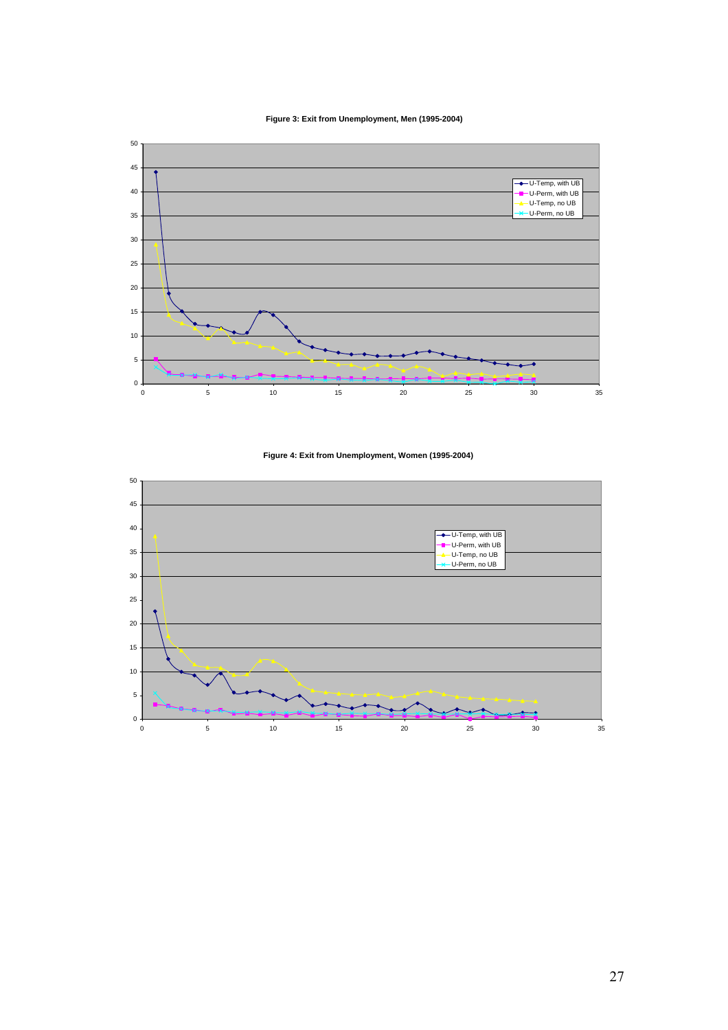**Figure 3: Exit from Unemployment, Men (1995-2004)**

**Figure 4: Exit from Unemployment, Women (1995-2004)**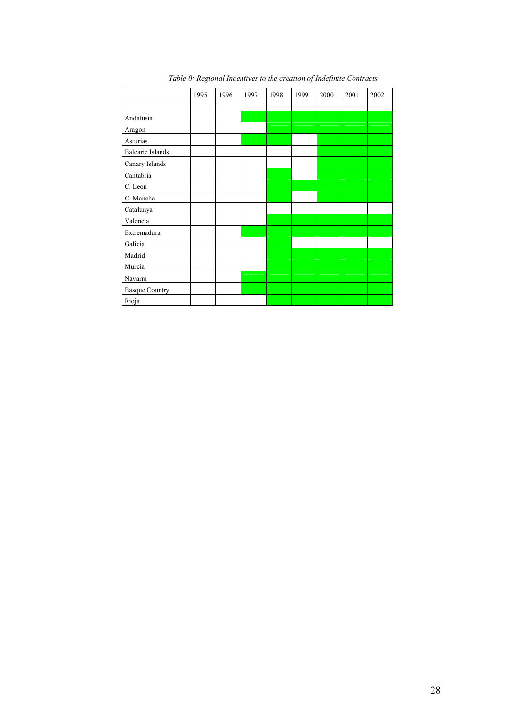*Table 0: Regional Incentives to the creation of Indefinite Contracts*

| | 1995 | 1996 | 1997 | 1998 | 1999 | 2000 | 2001 | 2002 |
|---|---|---|---|---|---|---|---|---|
| | | | | | | | | |
| Andalusia | | | ■ | ■ | ■ | ■ | ■ | ■ |
| Aragon | | | | ■ | ■ | ■ | ■ | ■ |
| Asturias | | | ■ | ■ | | ■ | ■ | ■ |
| Balearic Islands | | | | | | ■ | ■ | ■ |
| Canary Islands | | | | | | ■ | ■ | ■ |
| Cantabria | | | | ■ | | ■ | ■ | ■ |
| C. Leon | | | | ■ | ■ | ■ | ■ | ■ |
| C. Mancha | | | | ■ | | ■ | ■ | ■ |
| Catalunya | | | | | | | | |
| Valencia | | | | ■ | ■ | ■ | ■ | ■ |
| Extremadura | | | ■ | ■ | ■ | ■ | ■ | ■ |
| Galicia | | | | ■ | | | | |
| Madrid | | | | ■ | ■ | ■ | ■ | ■ |
| Murcia | | | | ■ | ■ | ■ | ■ | ■ |
| Navarra | | | ■ | ■ | ■ | ■ | ■ | ■ |
| Basque Country | | | ■ | ■ | ■ | ■ | ■ | ■ |
| Rioja | | | | ■ | ■ | ■ | ■ | ■ |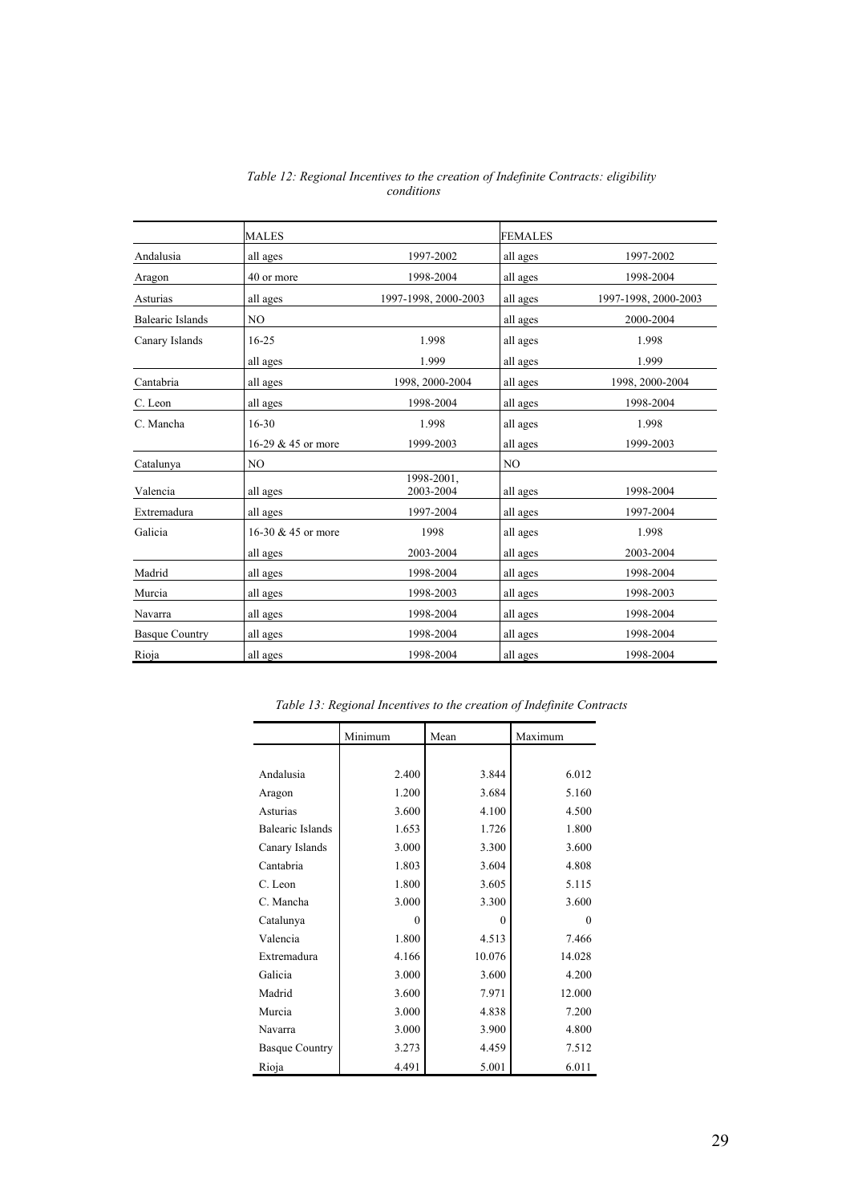*Table 12: Regional Incentives to the creation of Indefinite Contracts: eligibility conditions*

| | MALES | | FEMALES | |
|---|---|---|---|---|
| Andalusia | all ages | 1997-2002 | all ages | 1997-2002 |
| Aragon | 40 or more | 1998-2004 | all ages | 1998-2004 |
| Asturias | all ages | 1997-1998, 2000-2003 | all ages | 1997-1998, 2000-2003 |
| Balearic Islands | NO | | all ages | 2000-2004 |
| Canary Islands | 16-25 | 1.998 | all ages | 1.998 |
| | all ages | 1.999 | all ages | 1.999 |
| Cantabria | all ages | 1998, 2000-2004 | all ages | 1998, 2000-2004 |
| C. Leon | all ages | 1998-2004 | all ages | 1998-2004 |
| C. Mancha | 16-30 | 1.998 | all ages | 1.998 |
| | 16-29 & 45 or more | 1999-2003 | all ages | 1999-2003 |
| Catalunya | NO | | NO | |
| Valencia | all ages | 1998-2001, 2003-2004 | all ages | 1998-2004 |
| Extremadura | all ages | 1997-2004 | all ages | 1997-2004 |
| Galicia | 16-30 & 45 or more | 1998 | all ages | 1.998 |
| | all ages | 2003-2004 | all ages | 2003-2004 |
| Madrid | all ages | 1998-2004 | all ages | 1998-2004 |
| Murcia | all ages | 1998-2003 | all ages | 1998-2003 |
| Navarra | all ages | 1998-2004 | all ages | 1998-2004 |
| Basque Country | all ages | 1998-2004 | all ages | 1998-2004 |
| Rioja | all ages | 1998-2004 | all ages | 1998-2004 |

*Table 13: Regional Incentives to the creation of Indefinite Contracts*

| | Minimum | Mean | Maximum |
|---|---|---|---|
| Andalusia | 2.400 | 3.844 | 6.012 |
| Aragon | 1.200 | 3.684 | 5.160 |
| Asturias | 3.600 | 4.100 | 4.500 |
| Balearic Islands | 1.653 | 1.726 | 1.800 |
| Canary Islands | 3.000 | 3.300 | 3.600 |
| Cantabria | 1.803 | 3.604 | 4.808 |
| C. Leon | 1.800 | 3.605 | 5.115 |
| C. Mancha | 3.000 | 3.300 | 3.600 |
| Catalunya | 0 | 0 | 0 |
| Valencia | 1.800 | 4.513 | 7.466 |
| Extremadura | 4.166 | 10.076 | 14.028 |
| Galicia | 3.000 | 3.600 | 4.200 |
| Madrid | 3.600 | 7.971 | 12.000 |
| Murcia | 3.000 | 4.838 | 7.200 |
| Navarra | 3.000 | 3.900 | 4.800 |
| Basque Country | 3.273 | 4.459 | 7.512 |
| Rioja | 4.491 | 5.001 | 6.011 |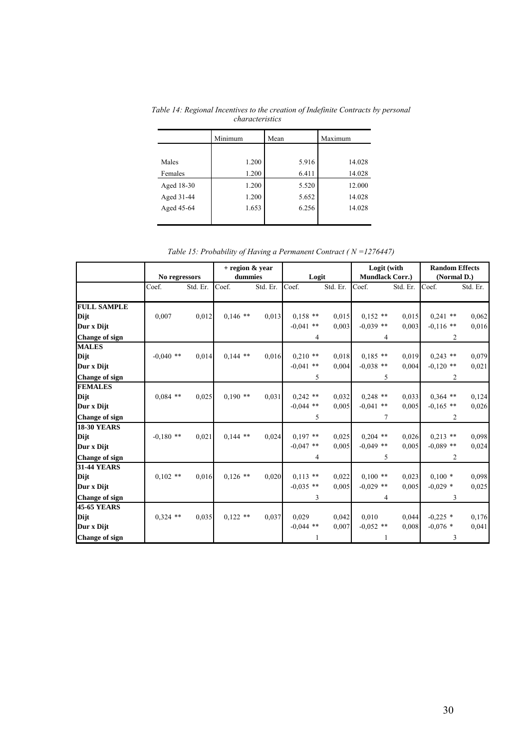*Table 14: Regional Incentives to the creation of Indefinite Contracts by personal characteristics*

| | Minimum | Mean | Maximum |
|---|---|---|---|
| Males | 1.200 | 5.916 | 14.028 |
| Females | 1.200 | 6.411 | 14.028 |
| Aged 18-30 | 1.200 | 5.520 | 12.000 |
| Aged 31-44 | 1.200 | 5.652 | 14.028 |
| Aged 45-64 | 1.653 | 6.256 | 14.028 |

*Table 15: Probability of Having a Permanent Contract ( N =1276447)*

| | No regressors | | + region & year dummies | | Logit | | Logit (with Mundlack Corr.) | | Random Effects (Normal D.) | |
|---|---|---|---|---|---|---|---|---|---|---|
| | Coef. | Std. Er. | Coef. | Std. Er. | Coef. | Std. Er. | Coef. | Std. Er. | Coef. | Std. Er. |
| **FULL SAMPLE** | | | | | | | | | | |
| **Dijt** | 0,007 | 0,012 | 0,146 ** | 0,013 | 0,158 ** | 0,015 | 0,152 ** | 0,015 | 0,241 ** | 0,062 |
| **Dur x Dijt** | | | | | -0,041 ** | 0,003 | -0,039 ** | 0,003 | -0,116 ** | 0,016 |
| **Change of sign** | | | | | 4 | | 4 | | 2 | |
| **MALES** | | | | | | | | | | |
| **Dijt** | -0,040 ** | 0,014 | 0,144 ** | 0,016 | 0,210 ** | 0,018 | 0,185 ** | 0,019 | 0,243 ** | 0,079 |
| **Dur x Dijt** | | | | | -0,041 ** | 0,004 | -0,038 ** | 0,004 | -0,120 ** | 0,021 |
| **Change of sign** | | | | | 5 | | 5 | | 2 | |
| **FEMALES** | | | | | | | | | | |
| **Dijt** | 0,084 ** | 0,025 | 0,190 ** | 0,031 | 0,242 ** | 0,032 | 0,248 ** | 0,033 | 0,364 ** | 0,124 |
| **Dur x Dijt** | | | | | -0,044 ** | 0,005 | -0,041 ** | 0,005 | -0,165 ** | 0,026 |
| **Change of sign** | | | | | 5 | | 7 | | 2 | |
| **18-30 YEARS** | | | | | | | | | | |
| **Dijt** | -0,180 ** | 0,021 | 0,144 ** | 0,024 | 0,197 ** | 0,025 | 0,204 ** | 0,026 | 0,213 ** | 0,098 |
| **Dur x Dijt** | | | | | -0,047 ** | 0,005 | -0,049 ** | 0,005 | -0,089 ** | 0,024 |
| **Change of sign** | | | | | 4 | | 5 | | 2 | |
| **31-44 YEARS** | | | | | | | | | | |
| **Dijt** | 0,102 ** | 0,016 | 0,126 ** | 0,020 | 0,113 ** | 0,022 | 0,100 ** | 0,023 | 0,100 * | 0,098 |
| **Dur x Dijt** | | | | | -0,035 ** | 0,005 | -0,029 ** | 0,005 | -0,029 * | 0,025 |
| **Change of sign** | | | | | 3 | | 4 | | 3 | |
| **45-65 YEARS** | | | | | | | | | | |
| **Dijt** | 0,324 ** | 0,035 | 0,122 ** | 0,037 | 0,029 | 0,042 | 0,010 | 0,044 | -0,225 * | 0,176 |
| **Dur x Dijt** | | | | | -0,044 ** | 0,007 | -0,052 ** | 0,008 | -0,076 * | 0,041 |
| **Change of sign** | | | | | 1 | | 1 | | 3 | |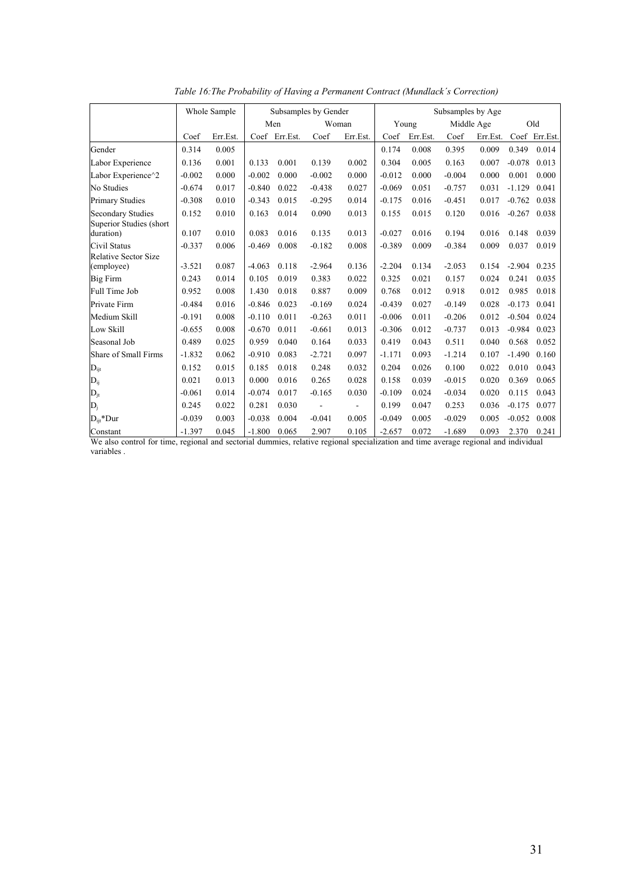*Table 16:The Probability of Having a Permanent Contract (Mundlack´s Correction)*

| | Whole Sample | | Subsamples by Gender | | | | Subsamples by Age | | | | | |
|---|---|---|---|---|---|---|---|---|---|---|---|---|
| | | | Men | | Woman | | Young | | Middle Age | | Old | |
| | Coef | Err.Est. | Coef | Err.Est. | Coef | Err.Est. | Coef | Err.Est. | Coef | Err.Est. | Coef | Err.Est. |
| Gender | 0.314 | 0.005 | | | | | 0.174 | 0.008 | 0.395 | 0.009 | 0.349 | 0.014 |
| Labor Experience | 0.136 | 0.001 | 0.133 | 0.001 | 0.139 | 0.002 | 0.304 | 0.005 | 0.163 | 0.007 | -0.078 | 0.013 |
| Labor Experience^2 | -0.002 | 0.000 | -0.002 | 0.000 | -0.002 | 0.000 | -0.012 | 0.000 | -0.004 | 0.000 | 0.001 | 0.000 |
| No Studies | -0.674 | 0.017 | -0.840 | 0.022 | -0.438 | 0.027 | -0.069 | 0.051 | -0.757 | 0.031 | -1.129 | 0.041 |
| Primary Studies | -0.308 | 0.010 | -0.343 | 0.015 | -0.295 | 0.014 | -0.175 | 0.016 | -0.451 | 0.017 | -0.762 | 0.038 |
| Secondary Studies | 0.152 | 0.010 | 0.163 | 0.014 | 0.090 | 0.013 | 0.155 | 0.015 | 0.120 | 0.016 | -0.267 | 0.038 |
| Superior Studies (short duration) | 0.107 | 0.010 | 0.083 | 0.016 | 0.135 | 0.013 | -0.027 | 0.016 | 0.194 | 0.016 | 0.148 | 0.039 |
| Civil Status | -0.337 | 0.006 | -0.469 | 0.008 | -0.182 | 0.008 | -0.389 | 0.009 | -0.384 | 0.009 | 0.037 | 0.019 |
| Relative Sector Size (employee) | -3.521 | 0.087 | -4.063 | 0.118 | -2.964 | 0.136 | -2.204 | 0.134 | -2.053 | 0.154 | -2.904 | 0.235 |
| Big Firm | 0.243 | 0.014 | 0.105 | 0.019 | 0.383 | 0.022 | 0.325 | 0.021 | 0.157 | 0.024 | 0.241 | 0.035 |
| Full Time Job | 0.952 | 0.008 | 1.430 | 0.018 | 0.887 | 0.009 | 0.768 | 0.012 | 0.918 | 0.012 | 0.985 | 0.018 |
| Private Firm | -0.484 | 0.016 | -0.846 | 0.023 | -0.169 | 0.024 | -0.439 | 0.027 | -0.149 | 0.028 | -0.173 | 0.041 |
| Medium Skill | -0.191 | 0.008 | -0.110 | 0.011 | -0.263 | 0.011 | -0.006 | 0.011 | -0.206 | 0.012 | -0.504 | 0.024 |
| Low Skill | -0.655 | 0.008 | -0.670 | 0.011 | -0.661 | 0.013 | -0.306 | 0.012 | -0.737 | 0.013 | -0.984 | 0.023 |
| Seasonal Job | 0.489 | 0.025 | 0.959 | 0.040 | 0.164 | 0.033 | 0.419 | 0.043 | 0.511 | 0.040 | 0.568 | 0.052 |
| Share of Small Firms | -1.832 | 0.062 | -0.910 | 0.083 | -2.721 | 0.097 | -1.171 | 0.093 | -1.214 | 0.107 | -1.490 | 0.160 |
| $D_{ijt}$ | 0.152 | 0.015 | 0.185 | 0.018 | 0.248 | 0.032 | 0.204 | 0.026 | 0.100 | 0.022 | 0.010 | 0.043 |
| $D_{ij}$ | 0.021 | 0.013 | 0.000 | 0.016 | 0.265 | 0.028 | 0.158 | 0.039 | -0.015 | 0.020 | 0.369 | 0.065 |
| $D_{jt}$ | -0.061 | 0.014 | -0.074 | 0.017 | -0.165 | 0.030 | -0.109 | 0.024 | -0.034 | 0.020 | 0.115 | 0.043 |
| $D_{j}$ | 0.245 | 0.022 | 0.281 | 0.030 | - | - | 0.199 | 0.047 | 0.253 | 0.036 | -0.175 | 0.077 |
| $D_{ijt}$*Dur | -0.039 | 0.003 | -0.038 | 0.004 | -0.041 | 0.005 | -0.049 | 0.005 | -0.029 | 0.005 | -0.052 | 0.008 |
| Constant | -1.397 | 0.045 | -1.800 | 0.065 | 2.907 | 0.105 | -2.657 | 0.072 | -1.689 | 0.093 | 2.370 | 0.241 |

We also control for time, regional and sectorial dummies, relative regional specialization and time average regional and individual variables .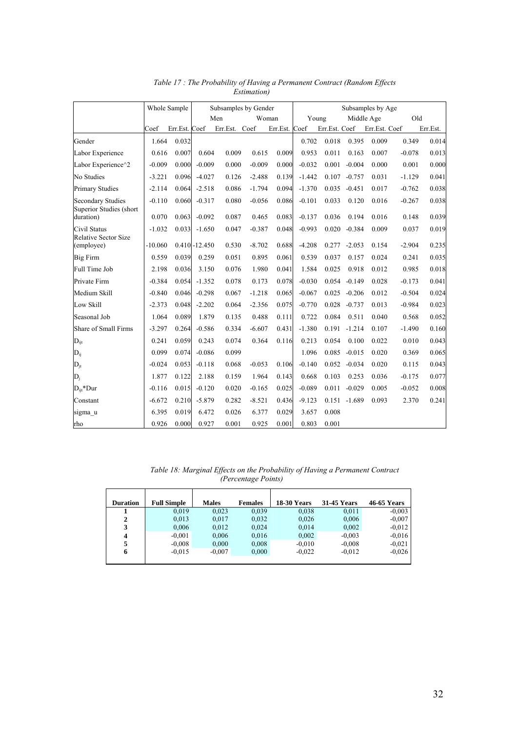*Table 17 : The Probability of Having a Permanent Contract (Random Effects Estimation)*

| | Whole Sample | | Subsamples by Gender | | | | Subsamples by Age | | | | | |
|---|---|---|---|---|---|---|---|---|---|---|---|---|
| | | | Men | | Woman | | Young | | Middle Age | | Old | |
| | Coef | Err.Est. | Coef | Err.Est. | Coef | Err.Est. | Coef | Err.Est. | Coef | Err.Est. | Coef | Err.Est. |
| Gender | 1.664 | 0.032 | | | | | 0.702 | 0.018 | 0.395 | 0.009 | 0.349 | 0.014 |
| Labor Experience | 0.616 | 0.007 | 0.604 | 0.009 | 0.615 | 0.009 | 0.953 | 0.011 | 0.163 | 0.007 | -0.078 | 0.013 |
| Labor Experience^2 | -0.009 | 0.000 | -0.009 | 0.000 | -0.009 | 0.000 | -0.032 | 0.001 | -0.004 | 0.000 | 0.001 | 0.000 |
| No Studies | -3.221 | 0.096 | -4.027 | 0.126 | -2.488 | 0.139 | -1.442 | 0.107 | -0.757 | 0.031 | -1.129 | 0.041 |
| Primary Studies | -2.114 | 0.064 | -2.518 | 0.086 | -1.794 | 0.094 | -1.370 | 0.035 | -0.451 | 0.017 | -0.762 | 0.038 |
| Secondary Studies | -0.110 | 0.060 | -0.317 | 0.080 | -0.056 | 0.086 | -0.101 | 0.033 | 0.120 | 0.016 | -0.267 | 0.038 |
| Superior Studies (short duration) | 0.070 | 0.063 | -0.092 | 0.087 | 0.465 | 0.083 | -0.137 | 0.036 | 0.194 | 0.016 | 0.148 | 0.039 |
| Civil Status | -1.032 | 0.033 | -1.650 | 0.047 | -0.387 | 0.048 | -0.993 | 0.020 | -0.384 | 0.009 | 0.037 | 0.019 |
| Relative Sector Size (employee) | -10.060 | 0.410 | -12.450 | 0.530 | -8.702 | 0.688 | -4.208 | 0.277 | -2.053 | 0.154 | -2.904 | 0.235 |
| Big Firm | 0.559 | 0.039 | 0.259 | 0.051 | 0.895 | 0.061 | 0.539 | 0.037 | 0.157 | 0.024 | 0.241 | 0.035 |
| Full Time Job | 2.198 | 0.036 | 3.150 | 0.076 | 1.980 | 0.041 | 1.584 | 0.025 | 0.918 | 0.012 | 0.985 | 0.018 |
| Private Firm | -0.384 | 0.054 | -1.352 | 0.078 | 0.173 | 0.078 | -0.030 | 0.054 | -0.149 | 0.028 | -0.173 | 0.041 |
| Medium Skill | -0.840 | 0.046 | -0.298 | 0.067 | -1.218 | 0.065 | -0.067 | 0.025 | -0.206 | 0.012 | -0.504 | 0.024 |
| Low Skill | -2.373 | 0.048 | -2.202 | 0.064 | -2.356 | 0.075 | -0.770 | 0.028 | -0.737 | 0.013 | -0.984 | 0.023 |
| Seasonal Job | 1.064 | 0.089 | 1.879 | 0.135 | 0.488 | 0.111 | 0.722 | 0.084 | 0.511 | 0.040 | 0.568 | 0.052 |
| Share of Small Firms | -3.297 | 0.264 | -0.586 | 0.334 | -6.607 | 0.431 | -1.380 | 0.191 | -1.214 | 0.107 | -1.490 | 0.160 |
| $D_{ijt}$ | 0.241 | 0.059 | 0.243 | 0.074 | 0.364 | 0.116 | 0.213 | 0.054 | 0.100 | 0.022 | 0.010 | 0.043 |
| $D_{ij}$ | 0.099 | 0.074 | -0.086 | 0.099 | | | 1.096 | 0.085 | -0.015 | 0.020 | 0.369 | 0.065 |
| $D_{jt}$ | -0.024 | 0.053 | -0.118 | 0.068 | -0.053 | 0.106 | -0.140 | 0.052 | -0.034 | 0.020 | 0.115 | 0.043 |
| $D_{j}$ | 1.877 | 0.122 | 2.188 | 0.159 | 1.964 | 0.143 | 0.668 | 0.103 | 0.253 | 0.036 | -0.175 | 0.077 |
| $D_{ijt}$*Dur | -0.116 | 0.015 | -0.120 | 0.020 | -0.165 | 0.025 | -0.089 | 0.011 | -0.029 | 0.005 | -0.052 | 0.008 |
| Constant | -6.672 | 0.210 | -5.879 | 0.282 | -8.521 | 0.436 | -9.123 | 0.151 | -1.689 | 0.093 | 2.370 | 0.241 |
| sigma_u | 6.395 | 0.019 | 6.472 | 0.026 | 6.377 | 0.029 | 3.657 | 0.008 | | | | |
| rho | 0.926 | 0.000 | 0.927 | 0.001 | 0.925 | 0.001 | 0.803 | 0.001 | | | | |

*Table 18: Marginal Effects on the Probability of Having a Permanent Contract (Percentage Points)*

| **Duration** | **Full Simple** | **Males** | **Females** | **18-30 Years** | **31-45 Years** | **46-65 Years** |
|---|---|---|---|---|---|---|
| **1** | 0,019 | 0,023 | 0,039 | 0,038 | 0,011 | -0,003 |
| **2** | 0,013 | 0,017 | 0,032 | 0,026 | 0,006 | -0,007 |
| **3** | 0,006 | 0,012 | 0,024 | 0,014 | 0,002 | -0,012 |
| **4** | -0,001 | 0,006 | 0,016 | 0,002 | -0,003 | -0,016 |
| **5** | -0,008 | 0,000 | 0,008 | -0,010 | -0,008 | -0,021 |
| **6** | -0,015 | -0,007 | 0,000 | -0,022 | -0,012 | -0,026 |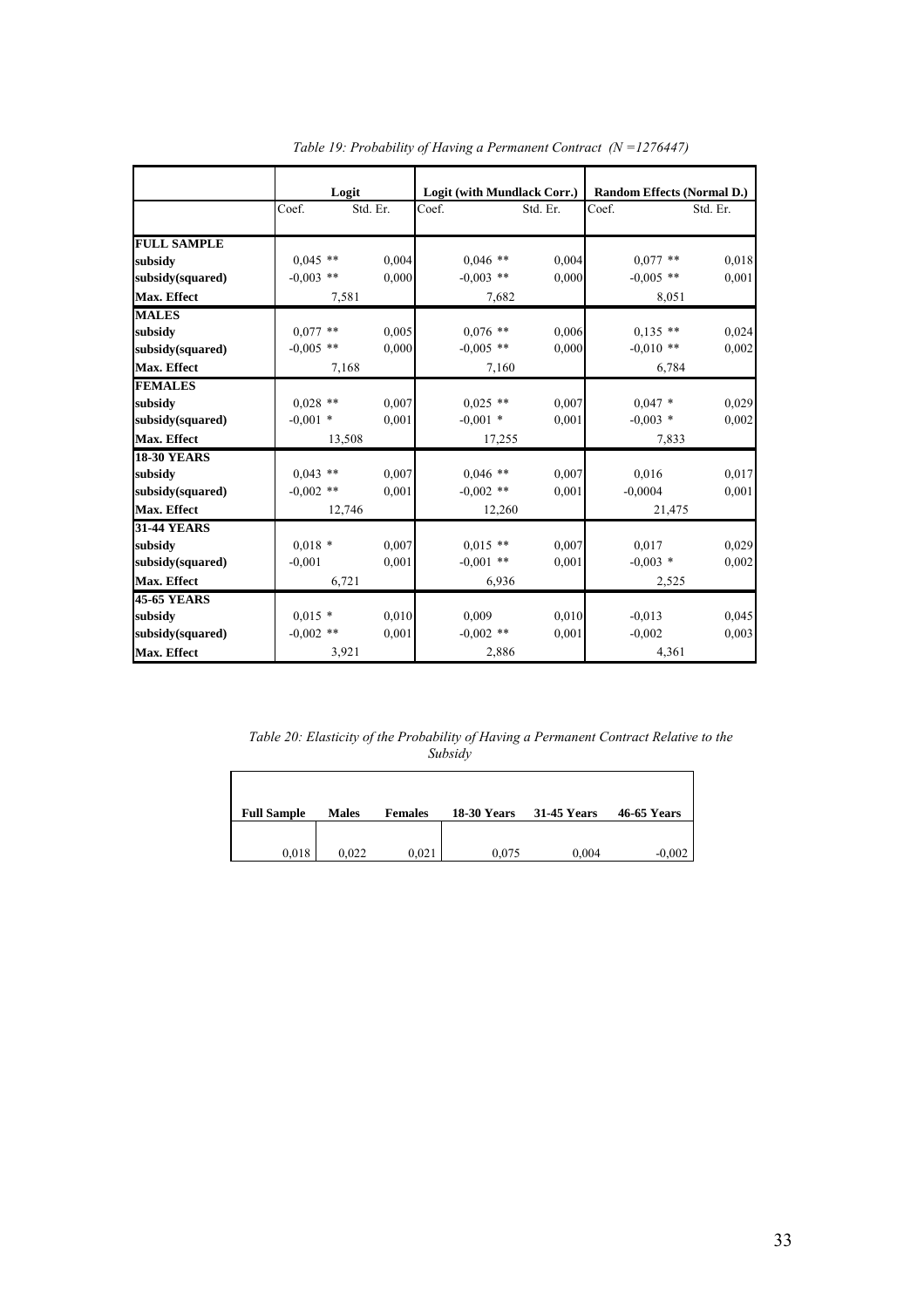*Table 19: Probability of Having a Permanent Contract (N =1276447)*

| | Logit | | Logit (with Mundlack Corr.) | | Random Effects (Normal D.) | |
|---|---|---|---|---|---|---|
| | Coef. | Std. Er. | Coef. | Std. Er. | Coef. | Std. Er. |
| **FULL SAMPLE** | | | | | | |
| **subsidy** | 0,045 ** | 0,004 | 0,046 ** | 0,004 | 0,077 ** | 0,018 |
| **subsidy(squared)** | -0,003 ** | 0,000 | -0,003 ** | 0,000 | -0,005 ** | 0,001 |
| **Max. Effect** | 7,581 | | 7,682 | | 8,051 | |
| **MALES** | | | | | | |
| **subsidy** | 0,077 ** | 0,005 | 0,076 ** | 0,006 | 0,135 ** | 0,024 |
| **subsidy(squared)** | -0,005 ** | 0,000 | -0,005 ** | 0,000 | -0,010 ** | 0,002 |
| **Max. Effect** | 7,168 | | 7,160 | | 6,784 | |
| **FEMALES** | | | | | | |
| **subsidy** | 0,028 ** | 0,007 | 0,025 ** | 0,007 | 0,047 * | 0,029 |
| **subsidy(squared)** | -0,001 * | 0,001 | -0,001 * | 0,001 | -0,003 * | 0,002 |
| **Max. Effect** | 13,508 | | 17,255 | | 7,833 | |
| **18-30 YEARS** | | | | | | |
| **subsidy** | 0,043 ** | 0,007 | 0,046 ** | 0,007 | 0,016 | 0,017 |
| **subsidy(squared)** | -0,002 ** | 0,001 | -0,002 ** | 0,001 | -0,0004 | 0,001 |
| **Max. Effect** | 12,746 | | 12,260 | | 21,475 | |
| **31-44 YEARS** | | | | | | |
| **subsidy** | 0,018 * | 0,007 | 0,015 ** | 0,007 | 0,017 | 0,029 |
| **subsidy(squared)** | -0,001 | 0,001 | -0,001 ** | 0,001 | -0,003 * | 0,002 |
| **Max. Effect** | 6,721 | | 6,936 | | 2,525 | |
| **45-65 YEARS** | | | | | | |
| **subsidy** | 0,015 * | 0,010 | 0,009 | 0,010 | -0,013 | 0,045 |
| **subsidy(squared)** | -0,002 ** | 0,001 | -0,002 ** | 0,001 | -0,002 | 0,003 |
| **Max. Effect** | 3,921 | | 2,886 | | 4,361 | |

*Table 20: Elasticity of the Probability of Having a Permanent Contract Relative to the Subsidy*

| Full Sample | Males | Females | 18-30 Years | 31-45 Years | 46-65 Years |
|---|---|---|---|---|---|
| 0,018 | 0,022 | 0,021 | 0,075 | 0,004 | -0,002 |